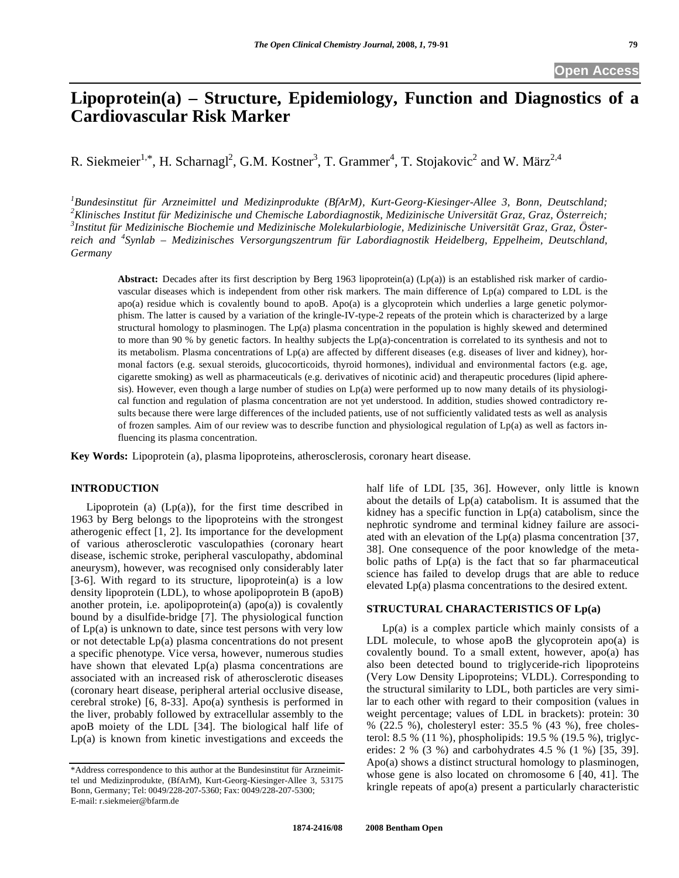Open Access

# Lipoprotein(a) – Structure, Epidemiology, Function and Diagnostics of a Cardiovascular Risk Marker

R. Siekmeier[1,*], H. Scharnagl[2], G.M. Kostner[3], T. Grammer[4], T. Stojakovic[2] and W. März[2,4]

*[1]Bundesinstitut für Arzneimittel und Medizinprodukte (BfArM), Kurt-Georg-Kiesinger-Allee 3, Bonn, Deutschland; [2]Klinisches Institut für Medizinische und Chemische Labordiagnostik, Medizinische Universität Graz, Graz, Österreich; [3]Institut für Medizinische Biochemie und Medizinische Molekularbiologie, Medizinische Universität Graz, Graz, Österreich and [4]Synlab – Medizinisches Versorgungszentrum für Labordiagnostik Heidelberg, Eppelheim, Deutschland, Germany*

**Abstract:** Decades after its first description by Berg 1963 lipoprotein(a) (Lp(a)) is an established risk marker of cardiovascular diseases which is independent from other risk markers. The main difference of Lp(a) compared to LDL is the apo(a) residue which is covalently bound to apoB. Apo(a) is a glycoprotein which underlies a large genetic polymorphism. The latter is caused by a variation of the kringle-IV-type-2 repeats of the protein which is characterized by a large structural homology to plasminogen. The Lp(a) plasma concentration in the population is highly skewed and determined to more than 90 % by genetic factors. In healthy subjects the Lp(a)-concentration is correlated to its synthesis and not to its metabolism. Plasma concentrations of Lp(a) are affected by different diseases (e.g. diseases of liver and kidney), hormonal factors (e.g. sexual steroids, glucocorticoids, thyroid hormones), individual and environmental factors (e.g. age, cigarette smoking) as well as pharmaceuticals (e.g. derivatives of nicotinic acid) and therapeutic procedures (lipid apheresis). However, even though a large number of studies on Lp(a) were performed up to now many details of its physiological function and regulation of plasma concentration are not yet understood. In addition, studies showed contradictory results because there were large differences of the included patients, use of not sufficiently validated tests as well as analysis of frozen samples. Aim of our review was to describe function and physiological regulation of Lp(a) as well as factors influencing its plasma concentration.

**Key Words:** Lipoprotein (a), plasma lipoproteins, atherosclerosis, coronary heart disease.

## INTRODUCTION

Lipoprotein (a) (Lp(a)), for the first time described in 1963 by Berg belongs to the lipoproteins with the strongest atherogenic effect [1, 2]. Its importance for the development of various atherosclerotic vasculopathies (coronary heart disease, ischemic stroke, peripheral vasculopathy, abdominal aneurysm), however, was recognised only considerably later [3-6]. With regard to its structure, lipoprotein(a) is a low density lipoprotein (LDL), to whose apolipoprotein B (apoB) another protein, i.e. apolipoprotein(a) (apo(a)) is covalently bound by a disulfide-bridge [7]. The physiological function of Lp(a) is unknown to date, since test persons with very low or not detectable Lp(a) plasma concentrations do not present a specific phenotype. Vice versa, however, numerous studies have shown that elevated Lp(a) plasma concentrations are associated with an increased risk of atherosclerotic diseases (coronary heart disease, peripheral arterial occlusive disease, cerebral stroke) [6, 8-33]. Apo(a) synthesis is performed in the liver, probably followed by extracellular assembly to the apoB moiety of the LDL [34]. The biological half life of Lp(a) is known from kinetic investigations and exceeds the half life of LDL [35, 36]. However, only little is known about the details of Lp(a) catabolism. It is assumed that the kidney has a specific function in Lp(a) catabolism, since the nephrotic syndrome and terminal kidney failure are associated with an elevation of the Lp(a) plasma concentration [37, 38]. One consequence of the poor knowledge of the metabolic paths of Lp(a) is the fact that so far pharmaceutical science has failed to develop drugs that are able to reduce elevated Lp(a) plasma concentrations to the desired extent.

## STRUCTURAL CHARACTERISTICS OF Lp(a)

Lp(a) is a complex particle which mainly consists of a LDL molecule, to whose apoB the glycoprotein apo(a) is covalently bound. To a small extent, however, apo(a) has also been detected bound to triglyceride-rich lipoproteins (Very Low Density Lipoproteins; VLDL). Corresponding to the structural similarity to LDL, both particles are very similar to each other with regard to their composition (values in weight percentage; values of LDL in brackets): protein: 30 % (22.5 %), cholesteryl ester: 35.5 % (43 %), free cholesterol: 8.5 % (11 %), phospholipids: 19.5 % (19.5 %), triglycerides: 2 % (3 %) and carbohydrates 4.5 % (1 %) [35, 39]. Apo(a) shows a distinct structural homology to plasminogen, whose gene is also located on chromosome 6 [40, 41]. The kringle repeats of apo(a) present a particularly characteristic

*Address correspondence to this author at the Bundesinstitut für Arzneimittel und Medizinprodukte, (BfArM), Kurt-Georg-Kiesinger-Allee 3, 53175 Bonn, Germany; Tel: 0049/228-207-5360; Fax: 0049/228-207-5300; E-mail: r.siekmeier@bfarm.de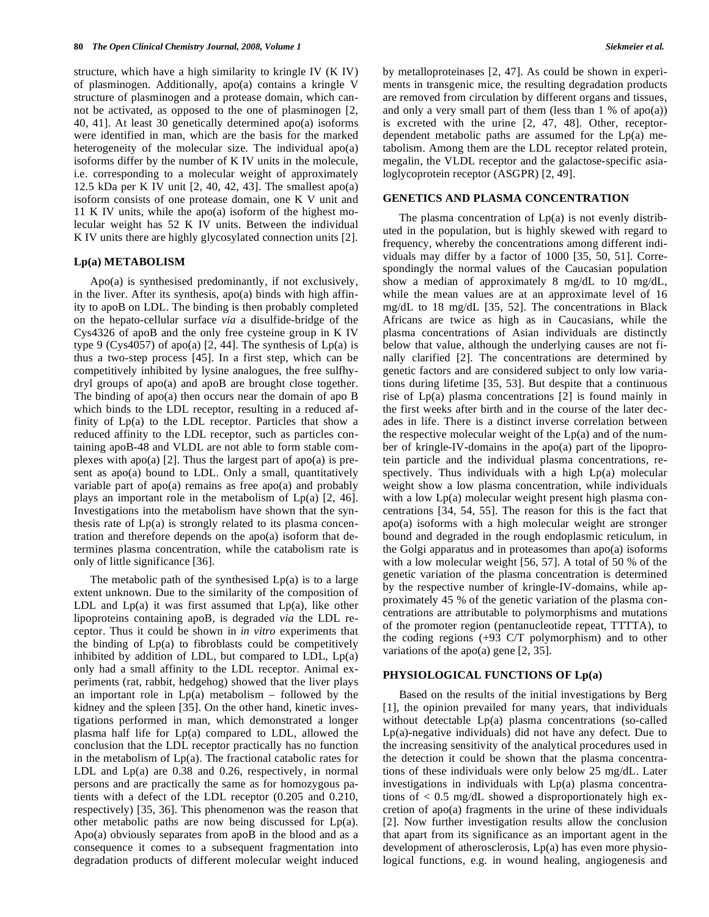structure, which have a high similarity to kringle IV (K IV) of plasminogen. Additionally, apo(a) contains a kringle V structure of plasminogen and a protease domain, which cannot be activated, as opposed to the one of plasminogen [2, 40, 41]. At least 30 genetically determined apo(a) isoforms were identified in man, which are the basis for the marked heterogeneity of the molecular size. The individual apo(a) isoforms differ by the number of K IV units in the molecule, i.e. corresponding to a molecular weight of approximately 12.5 kDa per K IV unit [2, 40, 42, 43]. The smallest apo(a) isoform consists of one protease domain, one K V unit and 11 K IV units, while the apo(a) isoform of the highest molecular weight has 52 K IV units. Between the individual K IV units there are highly glycosylated connection units [2].

## Lp(a) METABOLISM

Apo(a) is synthesised predominantly, if not exclusively, in the liver. After its synthesis, apo(a) binds with high affinity to apoB on LDL. The binding is then probably completed on the hepato-cellular surface *via* a disulfide-bridge of the Cys4326 of apoB and the only free cysteine group in K IV type 9 (Cys4057) of apo(a) [2, 44]. The synthesis of Lp(a) is thus a two-step process [45]. In a first step, which can be competitively inhibited by lysine analogues, the free sulfhydryl groups of apo(a) and apoB are brought close together. The binding of apo(a) then occurs near the domain of apo B which binds to the LDL receptor, resulting in a reduced affinity of Lp(a) to the LDL receptor. Particles that show a reduced affinity to the LDL receptor, such as particles containing apoB-48 and VLDL are not able to form stable complexes with apo(a) [2]. Thus the largest part of apo(a) is present as apo(a) bound to LDL. Only a small, quantitatively variable part of apo(a) remains as free apo(a) and probably plays an important role in the metabolism of Lp(a) [2, 46]. Investigations into the metabolism have shown that the synthesis rate of Lp(a) is strongly related to its plasma concentration and therefore depends on the apo(a) isoform that determines plasma concentration, while the catabolism rate is only of little significance [36].

The metabolic path of the synthesised Lp(a) is to a large extent unknown. Due to the similarity of the composition of LDL and Lp(a) it was first assumed that Lp(a), like other lipoproteins containing apoB, is degraded *via* the LDL receptor. Thus it could be shown in *in vitro* experiments that the binding of Lp(a) to fibroblasts could be competitively inhibited by addition of LDL, but compared to LDL, Lp(a) only had a small affinity to the LDL receptor. Animal experiments (rat, rabbit, hedgehog) showed that the liver plays an important role in Lp(a) metabolism – followed by the kidney and the spleen [35]. On the other hand, kinetic investigations performed in man, which demonstrated a longer plasma half life for Lp(a) compared to LDL, allowed the conclusion that the LDL receptor practically has no function in the metabolism of Lp(a). The fractional catabolic rates for LDL and Lp(a) are 0.38 and 0.26, respectively, in normal persons and are practically the same as for homozygous patients with a defect of the LDL receptor (0.205 and 0.210, respectively) [35, 36]. This phenomenon was the reason that other metabolic paths are now being discussed for Lp(a). Apo(a) obviously separates from apoB in the blood and as a consequence it comes to a subsequent fragmentation into degradation products of different molecular weight induced by metalloproteinases [2, 47]. As could be shown in experiments in transgenic mice, the resulting degradation products are removed from circulation by different organs and tissues, and only a very small part of them (less than 1 % of apo(a)) is excreted with the urine [2, 47, 48]. Other, receptor-dependent metabolic paths are assumed for the Lp(a) metabolism. Among them are the LDL receptor related protein, megalin, the VLDL receptor and the galactose-specific asialoglycoprotein receptor (ASGPR) [2, 49].

## GENETICS AND PLASMA CONCENTRATION

The plasma concentration of Lp(a) is not evenly distributed in the population, but is highly skewed with regard to frequency, whereby the concentrations among different individuals may differ by a factor of 1000 [35, 50, 51]. Correspondingly the normal values of the Caucasian population show a median of approximately 8 mg/dL to 10 mg/dL, while the mean values are at an approximate level of 16 mg/dL to 18 mg/dL [35, 52]. The concentrations in Black Africans are twice as high as in Caucasians, while the plasma concentrations of Asian individuals are distinctly below that value, although the underlying causes are not finally clarified [2]. The concentrations are determined by genetic factors and are considered subject to only low variations during lifetime [35, 53]. But despite that a continuous rise of Lp(a) plasma concentrations [2] is found mainly in the first weeks after birth and in the course of the later decades in life. There is a distinct inverse correlation between the respective molecular weight of the Lp(a) and of the number of kringle-IV-domains in the apo(a) part of the lipoprotein particle and the individual plasma concentrations, respectively. Thus individuals with a high Lp(a) molecular weight show a low plasma concentration, while individuals with a low Lp(a) molecular weight present high plasma concentrations [34, 54, 55]. The reason for this is the fact that apo(a) isoforms with a high molecular weight are stronger bound and degraded in the rough endoplasmic reticulum, in the Golgi apparatus and in proteasomes than apo(a) isoforms with a low molecular weight [56, 57]. A total of 50 % of the genetic variation of the plasma concentration is determined by the respective number of kringle-IV-domains, while approximately 45 % of the genetic variation of the plasma concentrations are attributable to polymorphisms and mutations of the promoter region (pentanucleotide repeat, TTTTA), to the coding regions (+93 C/T polymorphism) and to other variations of the apo(a) gene [2, 35].

## PHYSIOLOGICAL FUNCTIONS OF Lp(a)

Based on the results of the initial investigations by Berg [1], the opinion prevailed for many years, that individuals without detectable Lp(a) plasma concentrations (so-called Lp(a)-negative individuals) did not have any defect. Due to the increasing sensitivity of the analytical procedures used in the detection it could be shown that the plasma concentrations of these individuals were only below 25 mg/dL. Later investigations in individuals with Lp(a) plasma concentrations of < 0.5 mg/dL showed a disproportionately high excretion of apo(a) fragments in the urine of these individuals [2]. Now further investigation results allow the conclusion that apart from its significance as an important agent in the development of atherosclerosis, Lp(a) has even more physiological functions, e.g. in wound healing, angiogenesis and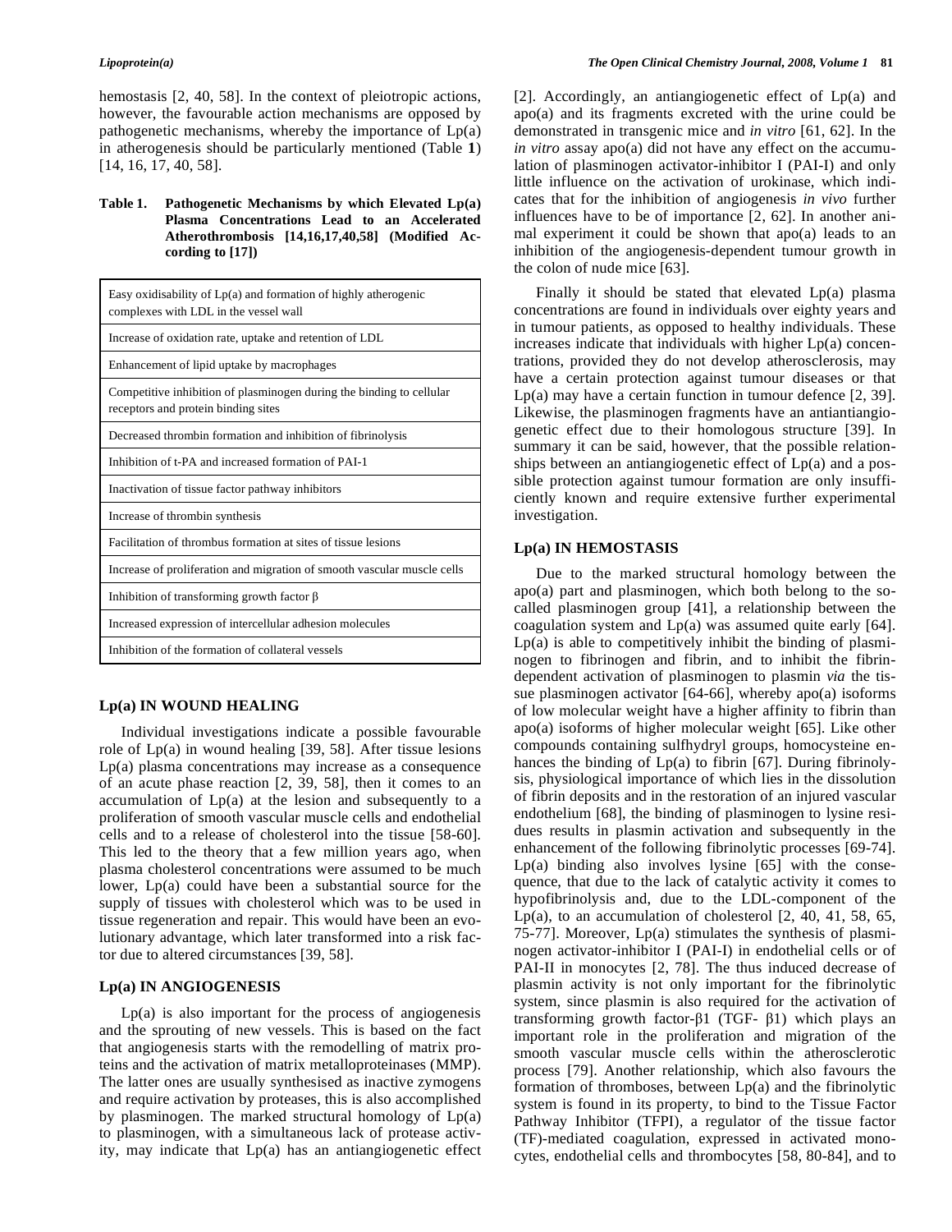hemostasis [2, 40, 58]. In the context of pleiotropic actions, however, the favourable action mechanisms are opposed by pathogenetic mechanisms, whereby the importance of Lp(a) in atherogenesis should be particularly mentioned (Table **1**) [14, 16, 17, 40, 58].

**Table 1. Pathogenetic Mechanisms by which Elevated Lp(a) Plasma Concentrations Lead to an Accelerated Atherothrombosis [14,16,17,40,58] (Modified According to [17])**

| |
|---|
| Easy oxidisability of Lp(a) and formation of highly atherogenic complexes with LDL in the vessel wall |
| Increase of oxidation rate, uptake and retention of LDL |
| Enhancement of lipid uptake by macrophages |
| Competitive inhibition of plasminogen during the binding to cellular receptors and protein binding sites |
| Decreased thrombin formation and inhibition of fibrinolysis |
| Inhibition of t-PA and increased formation of PAI-1 |
| Inactivation of tissue factor pathway inhibitors |
| Increase of thrombin synthesis |
| Facilitation of thrombus formation at sites of tissue lesions |
| Increase of proliferation and migration of smooth vascular muscle cells |
| Inhibition of transforming growth factor β |
| Increased expression of intercellular adhesion molecules |
| Inhibition of the formation of collateral vessels |

## Lp(a) IN WOUND HEALING

Individual investigations indicate a possible favourable role of Lp(a) in wound healing [39, 58]. After tissue lesions Lp(a) plasma concentrations may increase as a consequence of an acute phase reaction [2, 39, 58], then it comes to an accumulation of Lp(a) at the lesion and subsequently to a proliferation of smooth vascular muscle cells and endothelial cells and to a release of cholesterol into the tissue [58-60]. This led to the theory that a few million years ago, when plasma cholesterol concentrations were assumed to be much lower, Lp(a) could have been a substantial source for the supply of tissues with cholesterol which was to be used in tissue regeneration and repair. This would have been an evolutionary advantage, which later transformed into a risk factor due to altered circumstances [39, 58].

## Lp(a) IN ANGIOGENESIS

Lp(a) is also important for the process of angiogenesis and the sprouting of new vessels. This is based on the fact that angiogenesis starts with the remodelling of matrix proteins and the activation of matrix metalloproteinases (MMP). The latter ones are usually synthesised as inactive zymogens and require activation by proteases, this is also accomplished by plasminogen. The marked structural homology of Lp(a) to plasminogen, with a simultaneous lack of protease activity, may indicate that Lp(a) has an antiangiogenetic effect [2]. Accordingly, an antiangiogenetic effect of Lp(a) and apo(a) and its fragments excreted with the urine could be demonstrated in transgenic mice and *in vitro* [61, 62]. In the *in vitro* assay apo(a) did not have any effect on the accumulation of plasminogen activator-inhibitor I (PAI-I) and only little influence on the activation of urokinase, which indicates that for the inhibition of angiogenesis *in vivo* further influences have to be of importance [2, 62]. In another animal experiment it could be shown that apo(a) leads to an inhibition of the angiogenesis-dependent tumour growth in the colon of nude mice [63].

Finally it should be stated that elevated Lp(a) plasma concentrations are found in individuals over eighty years and in tumour patients, as opposed to healthy individuals. These increases indicate that individuals with higher Lp(a) concentrations, provided they do not develop atherosclerosis, may have a certain protection against tumour diseases or that Lp(a) may have a certain function in tumour defence [2, 39]. Likewise, the plasminogen fragments have an antiantiangiogenetic effect due to their homologous structure [39]. In summary it can be said, however, that the possible relationships between an antiangiogenetic effect of Lp(a) and a possible protection against tumour formation are only insufficiently known and require extensive further experimental investigation.

## Lp(a) IN HEMOSTASIS

Due to the marked structural homology between the apo(a) part and plasminogen, which both belong to the so-called plasminogen group [41], a relationship between the coagulation system and Lp(a) was assumed quite early [64]. Lp(a) is able to competitively inhibit the binding of plasminogen to fibrinogen and fibrin, and to inhibit the fibrin-dependent activation of plasminogen to plasmin *via* the tissue plasminogen activator [64-66], whereby apo(a) isoforms of low molecular weight have a higher affinity to fibrin than apo(a) isoforms of higher molecular weight [65]. Like other compounds containing sulfhydryl groups, homocysteine enhances the binding of Lp(a) to fibrin [67]. During fibrinolysis, physiological importance of which lies in the dissolution of fibrin deposits and in the restoration of an injured vascular endothelium [68], the binding of plasminogen to lysine residues results in plasmin activation and subsequently in the enhancement of the following fibrinolytic processes [69-74]. Lp(a) binding also involves lysine [65] with the consequence, that due to the lack of catalytic activity it comes to hypofibrinolysis and, due to the LDL-component of the Lp(a), to an accumulation of cholesterol [2, 40, 41, 58, 65, 75-77]. Moreover, Lp(a) stimulates the synthesis of plasminogen activator-inhibitor I (PAI-I) in endothelial cells or of PAI-II in monocytes [2, 78]. The thus induced decrease of plasmin activity is not only important for the fibrinolytic system, since plasmin is also required for the activation of transforming growth factor-β1 (TGF- β1) which plays an important role in the proliferation and migration of the smooth vascular muscle cells within the atherosclerotic process [79]. Another relationship, which also favours the formation of thromboses, between Lp(a) and the fibrinolytic system is found in its property, to bind to the Tissue Factor Pathway Inhibitor (TFPI), a regulator of the tissue factor (TF)-mediated coagulation, expressed in activated monocytes, endothelial cells and thrombocytes [58, 80-84], and to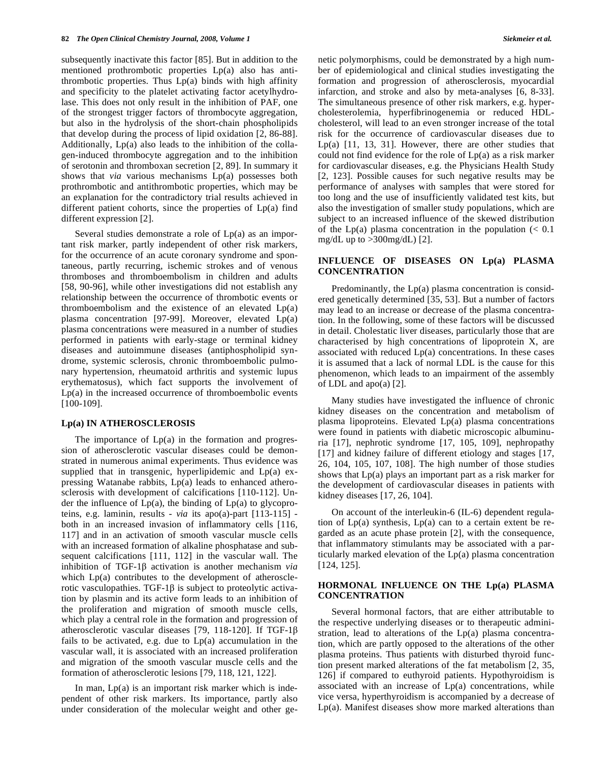subsequently inactivate this factor [85]. But in addition to the mentioned prothrombotic properties Lp(a) also has antithrombotic properties. Thus Lp(a) binds with high affinity and specificity to the platelet activating factor acetylhydrolase. This does not only result in the inhibition of PAF, one of the strongest trigger factors of thrombocyte aggregation, but also in the hydrolysis of the short-chain phospholipids that develop during the process of lipid oxidation [2, 86-88]. Additionally, Lp(a) also leads to the inhibition of the collagen-induced thrombocyte aggregation and to the inhibition of serotonin and thromboxan secretion [2, 89]. In summary it shows that *via* various mechanisms Lp(a) possesses both prothrombotic and antithrombotic properties, which may be an explanation for the contradictory trial results achieved in different patient cohorts, since the properties of Lp(a) find different expression [2].

Several studies demonstrate a role of Lp(a) as an important risk marker, partly independent of other risk markers, for the occurrence of an acute coronary syndrome and spontaneous, partly recurring, ischemic strokes and of venous thromboses and thromboembolism in children and adults [58, 90-96], while other investigations did not establish any relationship between the occurrence of thrombotic events or thromboembolism and the existence of an elevated Lp(a) plasma concentration [97-99]. Moreover, elevated Lp(a) plasma concentrations were measured in a number of studies performed in patients with early-stage or terminal kidney diseases and autoimmune diseases (antiphospholipid syndrome, systemic sclerosis, chronic thromboembolic pulmonary hypertension, rheumatoid arthritis and systemic lupus erythematosus), which fact supports the involvement of Lp(a) in the increased occurrence of thromboembolic events [100-109].

## Lp(a) IN ATHEROSCLEROSIS

The importance of Lp(a) in the formation and progression of atherosclerotic vascular diseases could be demonstrated in numerous animal experiments. Thus evidence was supplied that in transgenic, hyperlipidemic and Lp(a) expressing Watanabe rabbits, Lp(a) leads to enhanced atherosclerosis with development of calcifications [110-112]. Under the influence of Lp(a), the binding of Lp(a) to glycoproteins, e.g. laminin, results - *via* its apo(a)-part [113-115] - both in an increased invasion of inflammatory cells [116, 117] and in an activation of smooth vascular muscle cells with an increased formation of alkaline phosphatase and subsequent calcifications [111, 112] in the vascular wall. The inhibition of TGF-1β activation is another mechanism *via* which Lp(a) contributes to the development of atherosclerotic vasculopathies. TGF-1β is subject to proteolytic activation by plasmin and its active form leads to an inhibition of the proliferation and migration of smooth muscle cells, which play a central role in the formation and progression of atherosclerotic vascular diseases [79, 118-120]. If TGF-1β fails to be activated, e.g. due to Lp(a) accumulation in the vascular wall, it is associated with an increased proliferation and migration of the smooth vascular muscle cells and the formation of atherosclerotic lesions [79, 118, 121, 122].

In man, Lp(a) is an important risk marker which is independent of other risk markers. Its importance, partly also under consideration of the molecular weight and other genetic polymorphisms, could be demonstrated by a high number of epidemiological and clinical studies investigating the formation and progression of atherosclerosis, myocardial infarction, and stroke and also by meta-analyses [6, 8-33]. The simultaneous presence of other risk markers, e.g. hypercholesterolemia, hyperfibrinogenemia or reduced HDL-cholesterol, will lead to an even stronger increase of the total risk for the occurrence of cardiovascular diseases due to Lp(a) [11, 13, 31]. However, there are other studies that could not find evidence for the role of Lp(a) as a risk marker for cardiovascular diseases, e.g. the Physicians Health Study [2, 123]. Possible causes for such negative results may be performance of analyses with samples that were stored for too long and the use of insufficiently validated test kits, but also the investigation of smaller study populations, which are subject to an increased influence of the skewed distribution of the Lp(a) plasma concentration in the population (< 0.1 mg/dL up to >300mg/dL) [2].

## INFLUENCE OF DISEASES ON Lp(a) PLASMA CONCENTRATION

Predominantly, the Lp(a) plasma concentration is considered genetically determined [35, 53]. But a number of factors may lead to an increase or decrease of the plasma concentration. In the following, some of these factors will be discussed in detail. Cholestatic liver diseases, particularly those that are characterised by high concentrations of lipoprotein X, are associated with reduced Lp(a) concentrations. In these cases it is assumed that a lack of normal LDL is the cause for this phenomenon, which leads to an impairment of the assembly of LDL and apo(a) [2].

Many studies have investigated the influence of chronic kidney diseases on the concentration and metabolism of plasma lipoproteins. Elevated Lp(a) plasma concentrations were found in patients with diabetic microscopic albuminuria [17], nephrotic syndrome [17, 105, 109], nephropathy [17] and kidney failure of different etiology and stages [17, 26, 104, 105, 107, 108]. The high number of those studies shows that Lp(a) plays an important part as a risk marker for the development of cardiovascular diseases in patients with kidney diseases [17, 26, 104].

On account of the interleukin-6 (IL-6) dependent regulation of Lp(a) synthesis, Lp(a) can to a certain extent be regarded as an acute phase protein [2], with the consequence, that inflammatory stimulants may be associated with a particularly marked elevation of the Lp(a) plasma concentration [124, 125].

## HORMONAL INFLUENCE ON THE Lp(a) PLASMA CONCENTRATION

Several hormonal factors, that are either attributable to the respective underlying diseases or to therapeutic administration, lead to alterations of the Lp(a) plasma concentration, which are partly opposed to the alterations of the other plasma proteins. Thus patients with disturbed thyroid function present marked alterations of the fat metabolism [2, 35, 126] if compared to euthyroid patients. Hypothyroidism is associated with an increase of Lp(a) concentrations, while vice versa, hyperthyroidism is accompanied by a decrease of Lp(a). Manifest diseases show more marked alterations than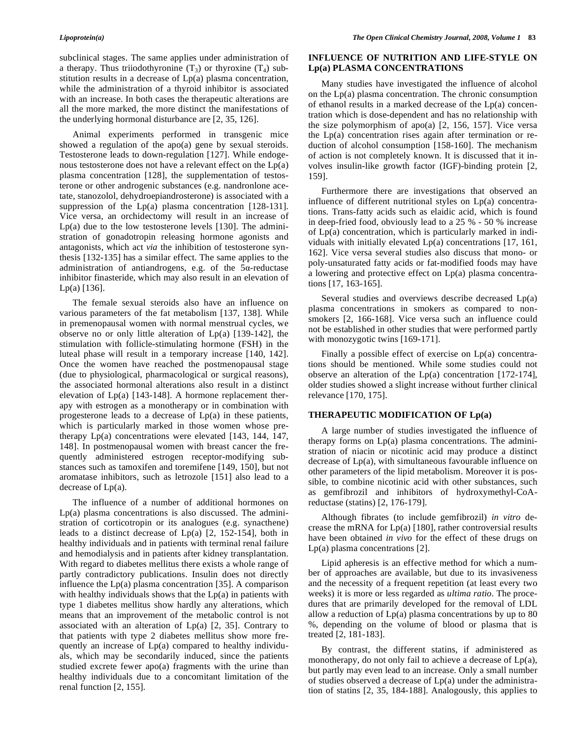subclinical stages. The same applies under administration of a therapy. Thus triiodothyronine ($T_3$) or thyroxine ($T_4$) substitution results in a decrease of Lp(a) plasma concentration, while the administration of a thyroid inhibitor is associated with an increase. In both cases the therapeutic alterations are all the more marked, the more distinct the manifestations of the underlying hormonal disturbance are [2, 35, 126].

Animal experiments performed in transgenic mice showed a regulation of the apo(a) gene by sexual steroids. Testosterone leads to down-regulation [127]. While endogenous testosterone does not have a relevant effect on the Lp(a) plasma concentration [128], the supplementation of testosterone or other androgenic substances (e.g. nandronlone acetate, stanozolol, dehydroepiandrosterone) is associated with a suppression of the Lp(a) plasma concentration [128-131]. Vice versa, an orchidectomy will result in an increase of Lp(a) due to the low testosterone levels [130]. The administration of gonadotropin releasing hormone agonists and antagonists, which act *via* the inhibition of testosterone synthesis [132-135] has a similar effect. The same applies to the administration of antiandrogens, e.g. of the 5α-reductase inhibitor finasteride, which may also result in an elevation of Lp(a) [136].

The female sexual steroids also have an influence on various parameters of the fat metabolism [137, 138]. While in premenopausal women with normal menstrual cycles, we observe no or only little alteration of Lp(a) [139-142], the stimulation with follicle-stimulating hormone (FSH) in the luteal phase will result in a temporary increase [140, 142]. Once the women have reached the postmenopausal stage (due to physiological, pharmacological or surgical reasons), the associated hormonal alterations also result in a distinct elevation of Lp(a) [143-148]. A hormone replacement therapy with estrogen as a monotherapy or in combination with progesterone leads to a decrease of Lp(a) in these patients, which is particularly marked in those women whose pre-therapy Lp(a) concentrations were elevated [143, 144, 147, 148]. In postmenopausal women with breast cancer the frequently administered estrogen receptor-modifying substances such as tamoxifen and toremifene [149, 150], but not aromatase inhibitors, such as letrozole [151] also lead to a decrease of Lp(a).

The influence of a number of additional hormones on Lp(a) plasma concentrations is also discussed. The administration of corticotropin or its analogues (e.g. synacthene) leads to a distinct decrease of Lp(a) [2, 152-154], both in healthy individuals and in patients with terminal renal failure and hemodialysis and in patients after kidney transplantation. With regard to diabetes mellitus there exists a whole range of partly contradictory publications. Insulin does not directly influence the Lp(a) plasma concentration [35]. A comparison with healthy individuals shows that the Lp(a) in patients with type 1 diabetes mellitus show hardly any alterations, which means that an improvement of the metabolic control is not associated with an alteration of Lp(a) [2, 35]. Contrary to that patients with type 2 diabetes mellitus show more frequently an increase of Lp(a) compared to healthy individuals, which may be secondarily induced, since the patients studied excrete fewer apo(a) fragments with the urine than healthy individuals due to a concomitant limitation of the renal function [2, 155].

## INFLUENCE OF NUTRITION AND LIFE-STYLE ON Lp(a) PLASMA CONCENTRATIONS

Many studies have investigated the influence of alcohol on the Lp(a) plasma concentration. The chronic consumption of ethanol results in a marked decrease of the Lp(a) concentration which is dose-dependent and has no relationship with the size polymorphism of apo(a) [2, 156, 157]. Vice versa the Lp(a) concentration rises again after termination or reduction of alcohol consumption [158-160]. The mechanism of action is not completely known. It is discussed that it involves insulin-like growth factor (IGF)-binding protein [2, 159].

Furthermore there are investigations that observed an influence of different nutritional styles on Lp(a) concentrations. Trans-fatty acids such as elaidic acid, which is found in deep-fried food, obviously lead to a 25 % - 50 % increase of Lp(a) concentration, which is particularly marked in individuals with initially elevated Lp(a) concentrations [17, 161, 162]. Vice versa several studies also discuss that mono- or poly-unsaturated fatty acids or fat-modified foods may have a lowering and protective effect on Lp(a) plasma concentrations [17, 163-165].

Several studies and overviews describe decreased Lp(a) plasma concentrations in smokers as compared to non-smokers [2, 166-168]. Vice versa such an influence could not be established in other studies that were performed partly with monozygotic twins [169-171].

Finally a possible effect of exercise on Lp(a) concentrations should be mentioned. While some studies could not observe an alteration of the Lp(a) concentration [172-174], older studies showed a slight increase without further clinical relevance [170, 175].

## THERAPEUTIC MODIFICATION OF Lp(a)

A large number of studies investigated the influence of therapy forms on Lp(a) plasma concentrations. The administration of niacin or nicotinic acid may produce a distinct decrease of Lp(a), with simultaneous favourable influence on other parameters of the lipid metabolism. Moreover it is possible, to combine nicotinic acid with other substances, such as gemfibrozil and inhibitors of hydroxymethyl-CoA-reductase (statins) [2, 176-179].

Although fibrates (to include gemfibrozil) *in vitro* decrease the mRNA for Lp(a) [180], rather controversial results have been obtained *in vivo* for the effect of these drugs on Lp(a) plasma concentrations [2].

Lipid apheresis is an effective method for which a number of approaches are available, but due to its invasiveness and the necessity of a frequent repetition (at least every two weeks) it is more or less regarded as *ultima ratio*. The procedures that are primarily developed for the removal of LDL allow a reduction of Lp(a) plasma concentrations by up to 80 %, depending on the volume of blood or plasma that is treated [2, 181-183].

By contrast, the different statins, if administered as monotherapy, do not only fail to achieve a decrease of Lp(a), but partly may even lead to an increase. Only a small number of studies observed a decrease of Lp(a) under the administration of statins [2, 35, 184-188]. Analogously, this applies to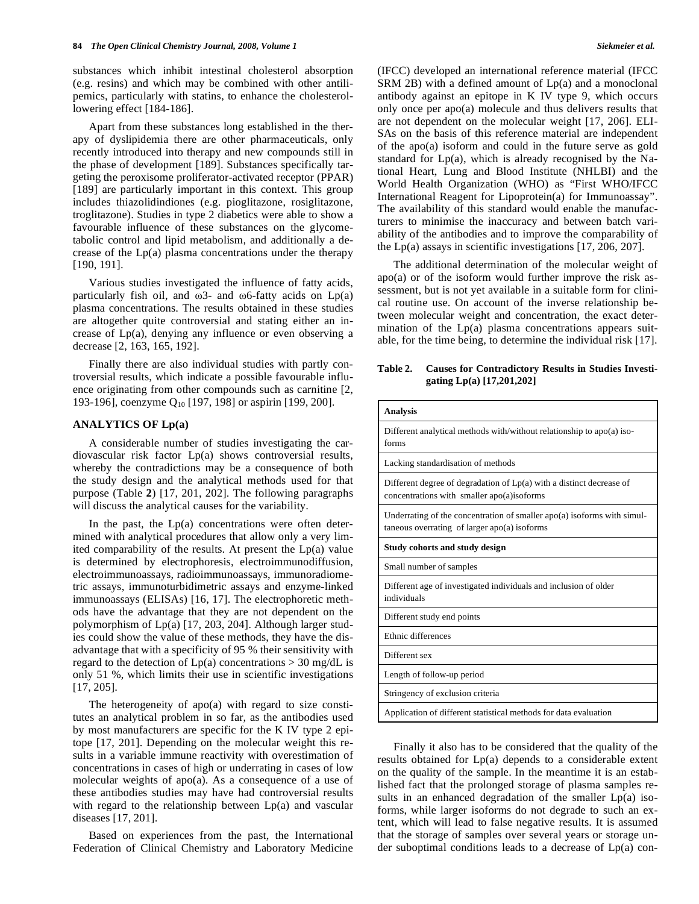substances which inhibit intestinal cholesterol absorption (e.g. resins) and which may be combined with other antilipemics, particularly with statins, to enhance the cholesterol-lowering effect [184-186].

Apart from these substances long established in the therapy of dyslipidemia there are other pharmaceuticals, only recently introduced into therapy and new compounds still in the phase of development [189]. Substances specifically targeting the peroxisome proliferator-activated receptor (PPAR) [189] are particularly important in this context. This group includes thiazolidindiones (e.g. pioglitazone, rosiglitazone, troglitazone). Studies in type 2 diabetics were able to show a favourable influence of these substances on the glycometabolic control and lipid metabolism, and additionally a decrease of the Lp(a) plasma concentrations under the therapy [190, 191].

Various studies investigated the influence of fatty acids, particularly fish oil, and ω3- and ω6-fatty acids on Lp(a) plasma concentrations. The results obtained in these studies are altogether quite controversial and stating either an increase of Lp(a), denying any influence or even observing a decrease [2, 163, 165, 192].

Finally there are also individual studies with partly controversial results, which indicate a possible favourable influence originating from other compounds such as carnitine [2, 193-196], coenzyme $Q_{10}$ [197, 198] or aspirin [199, 200].

## ANALYTICS OF Lp(a)

A considerable number of studies investigating the cardiovascular risk factor Lp(a) shows controversial results, whereby the contradictions may be a consequence of both the study design and the analytical methods used for that purpose (Table **2**) [17, 201, 202]. The following paragraphs will discuss the analytical causes for the variability.

In the past, the Lp(a) concentrations were often determined with analytical procedures that allow only a very limited comparability of the results. At present the Lp(a) value is determined by electrophoresis, electroimmunodiffusion, electroimmunoassays, radioimmunoassays, immunoradiometric assays, immunoturbidimetric assays and enzyme-linked immunoassays (ELISAs) [16, 17]. The electrophoretic methods have the advantage that they are not dependent on the polymorphism of Lp(a) [17, 203, 204]. Although larger studies could show the value of these methods, they have the disadvantage that with a specificity of 95 % their sensitivity with regard to the detection of Lp(a) concentrations > 30 mg/dL is only 51 %, which limits their use in scientific investigations [17, 205].

The heterogeneity of apo(a) with regard to size constitutes an analytical problem in so far, as the antibodies used by most manufacturers are specific for the K IV type 2 epitope [17, 201]. Depending on the molecular weight this results in a variable immune reactivity with overestimation of concentrations in cases of high or underrating in cases of low molecular weights of apo(a). As a consequence of a use of these antibodies studies may have had controversial results with regard to the relationship between Lp(a) and vascular diseases [17, 201].

Based on experiences from the past, the International Federation of Clinical Chemistry and Laboratory Medicine (IFCC) developed an international reference material (IFCC SRM 2B) with a defined amount of Lp(a) and a monoclonal antibody against an epitope in K IV type 9, which occurs only once per apo(a) molecule and thus delivers results that are not dependent on the molecular weight [17, 206]. ELISAs on the basis of this reference material are independent of the apo(a) isoform and could in the future serve as gold standard for Lp(a), which is already recognised by the National Heart, Lung and Blood Institute (NHLBI) and the World Health Organization (WHO) as "First WHO/IFCC International Reagent for Lipoprotein(a) for Immunoassay". The availability of this standard would enable the manufacturers to minimise the inaccuracy and between batch variability of the antibodies and to improve the comparability of the Lp(a) assays in scientific investigations [17, 206, 207].

The additional determination of the molecular weight of apo(a) or of the isoform would further improve the risk assessment, but is not yet available in a suitable form for clinical routine use. On account of the inverse relationship between molecular weight and concentration, the exact determination of the Lp(a) plasma concentrations appears suitable, for the time being, to determine the individual risk [17].

**Table 2. Causes for Contradictory Results in Studies Investigating Lp(a) [17,201,202]**

| **Analysis** |
|---|
| Different analytical methods with/without relationship to apo(a) isoforms |
| Lacking standardisation of methods |
| Different degree of degradation of Lp(a) with a distinct decrease of concentrations with smaller apo(a)isoforms |
| Underrating of the concentration of smaller apo(a) isoforms with simultaneous overrating of larger apo(a) isoforms |
| **Study cohorts and study design** |
| Small number of samples |
| Different age of investigated individuals and inclusion of older individuals |
| Different study end points |
| Ethnic differences |
| Different sex |
| Length of follow-up period |
| Stringency of exclusion criteria |
| Application of different statistical methods for data evaluation |

Finally it also has to be considered that the quality of the results obtained for Lp(a) depends to a considerable extent on the quality of the sample. In the meantime it is an established fact that the prolonged storage of plasma samples results in an enhanced degradation of the smaller Lp(a) isoforms, while larger isoforms do not degrade to such an extent, which will lead to false negative results. It is assumed that the storage of samples over several years or storage under suboptimal conditions leads to a decrease of Lp(a) con-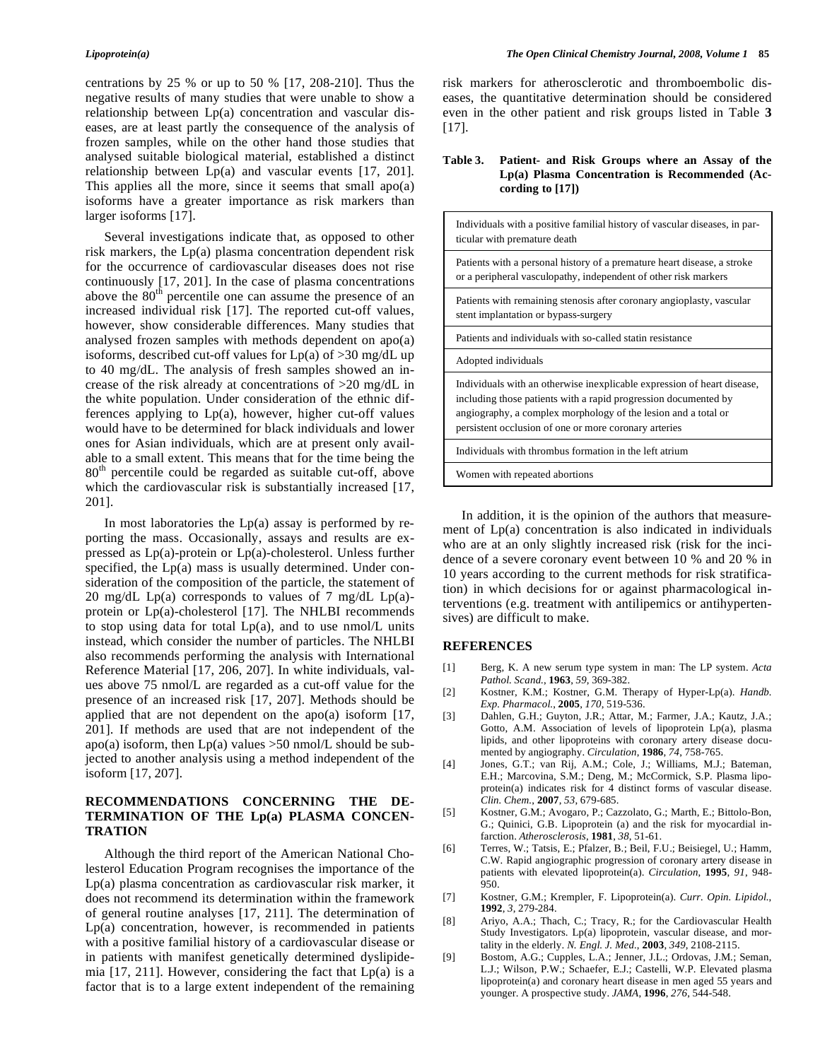centrations by 25 % or up to 50 % [17, 208-210]. Thus the negative results of many studies that were unable to show a relationship between Lp(a) concentration and vascular diseases, are at least partly the consequence of the analysis of frozen samples, while on the other hand those studies that analysed suitable biological material, established a distinct relationship between Lp(a) and vascular events [17, 201]. This applies all the more, since it seems that small apo(a) isoforms have a greater importance as risk markers than larger isoforms [17].

Several investigations indicate that, as opposed to other risk markers, the Lp(a) plasma concentration dependent risk for the occurrence of cardiovascular diseases does not rise continuously [17, 201]. In the case of plasma concentrations above the 80th percentile one can assume the presence of an increased individual risk [17]. The reported cut-off values, however, show considerable differences. Many studies that analysed frozen samples with methods dependent on apo(a) isoforms, described cut-off values for Lp(a) of >30 mg/dL up to 40 mg/dL. The analysis of fresh samples showed an increase of the risk already at concentrations of >20 mg/dL in the white population. Under consideration of the ethnic differences applying to Lp(a), however, higher cut-off values would have to be determined for black individuals and lower ones for Asian individuals, which are at present only available to a small extent. This means that for the time being the 80th percentile could be regarded as suitable cut-off, above which the cardiovascular risk is substantially increased [17, 201].

In most laboratories the Lp(a) assay is performed by reporting the mass. Occasionally, assays and results are expressed as Lp(a)-protein or Lp(a)-cholesterol. Unless further specified, the Lp(a) mass is usually determined. Under consideration of the composition of the particle, the statement of 20 mg/dL Lp(a) corresponds to values of 7 mg/dL Lp(a)-protein or Lp(a)-cholesterol [17]. The NHLBI recommends to stop using data for total Lp(a), and to use nmol/L units instead, which consider the number of particles. The NHLBI also recommends performing the analysis with International Reference Material [17, 206, 207]. In white individuals, values above 75 nmol/L are regarded as a cut-off value for the presence of an increased risk [17, 207]. Methods should be applied that are not dependent on the apo(a) isoform [17, 201]. If methods are used that are not independent of the apo(a) isoform, then Lp(a) values >50 nmol/L should be subjected to another analysis using a method independent of the isoform [17, 207].

## RECOMMENDATIONS CONCERNING THE DETERMINATION OF THE Lp(a) PLASMA CONCENTRATION

Although the third report of the American National Cholesterol Education Program recognises the importance of the Lp(a) plasma concentration as cardiovascular risk marker, it does not recommend its determination within the framework of general routine analyses [17, 211]. The determination of Lp(a) concentration, however, is recommended in patients with a positive familial history of a cardiovascular disease or in patients with manifest genetically determined dyslipidemia [17, 211]. However, considering the fact that Lp(a) is a factor that is to a large extent independent of the remaining risk markers for atherosclerotic and thromboembolic diseases, the quantitative determination should be considered even in the other patient and risk groups listed in Table **3** [17].

**Table 3. Patient- and Risk Groups where an Assay of the Lp(a) Plasma Concentration is Recommended (According to [17])**

| |
|---|
| Individuals with a positive familial history of vascular diseases, in particular with premature death |
| Patients with a personal history of a premature heart disease, a stroke or a peripheral vasculopathy, independent of other risk markers |
| Patients with remaining stenosis after coronary angioplasty, vascular stent implantation or bypass-surgery |
| Patients and individuals with so-called statin resistance |
| Adopted individuals |
| Individuals with an otherwise inexplicable expression of heart disease, including those patients with a rapid progression documented by angiography, a complex morphology of the lesion and a total or persistent occlusion of one or more coronary arteries |
| Individuals with thrombus formation in the left atrium |
| Women with repeated abortions |

In addition, it is the opinion of the authors that measurement of Lp(a) concentration is also indicated in individuals who are at an only slightly increased risk (risk for the incidence of a severe coronary event between 10 % and 20 % in 10 years according to the current methods for risk stratification) in which decisions for or against pharmacological interventions (e.g. treatment with antilipemics or antihypertensives) are difficult to make.

## REFERENCES

[1] Berg, K. A new serum type system in man: The LP system. *Acta Pathol. Scand.*, **1963**, *59*, 369-382.

[2] Kostner, K.M.; Kostner, G.M. Therapy of Hyper-Lp(a). *Handb. Exp. Pharmacol.*, **2005**, *170*, 519-536.

[3] Dahlen, G.H.; Guyton, J.R.; Attar, M.; Farmer, J.A.; Kautz, J.A.; Gotto, A.M. Association of levels of lipoprotein Lp(a), plasma lipids, and other lipoproteins with coronary artery disease documented by angiography. *Circulation*, **1986**, *74*, 758-765.

[4] Jones, G.T.; van Rij, A.M.; Cole, J.; Williams, M.J.; Bateman, E.H.; Marcovina, S.M.; Deng, M.; McCormick, S.P. Plasma lipoprotein(a) indicates risk for 4 distinct forms of vascular disease. *Clin. Chem.*, **2007**, *53*, 679-685.

[5] Kostner, G.M.; Avogaro, P.; Cazzolato, G.; Marth, E.; Bittolo-Bon, G.; Quinici, G.B. Lipoprotein (a) and the risk for myocardial infarction. *Atherosclerosis*, **1981**, *38*, 51-61.

[6] Terres, W.; Tatsis, E.; Pfalzer, B.; Beil, F.U.; Beisiegel, U.; Hamm, C.W. Rapid angiographic progression of coronary artery disease in patients with elevated lipoprotein(a). *Circulation*, **1995**, *91*, 948-950.

[7] Kostner, G.M.; Krempler, F. Lipoprotein(a). *Curr. Opin. Lipidol.*, **1992**, *3*, 279-284.

[8] Ariyo, A.A.; Thach, C.; Tracy, R.; for the Cardiovascular Health Study Investigators. Lp(a) lipoprotein, vascular disease, and mortality in the elderly. *N. Engl. J. Med.*, **2003**, *349*, 2108-2115.

[9] Bostom, A.G.; Cupples, L.A.; Jenner, J.L.; Ordovas, J.M.; Seman, L.J.; Wilson, P.W.; Schaefer, E.J.; Castelli, W.P. Elevated plasma lipoprotein(a) and coronary heart disease in men aged 55 years and younger. A prospective study. *JAMA*, **1996**, *276*, 544-548.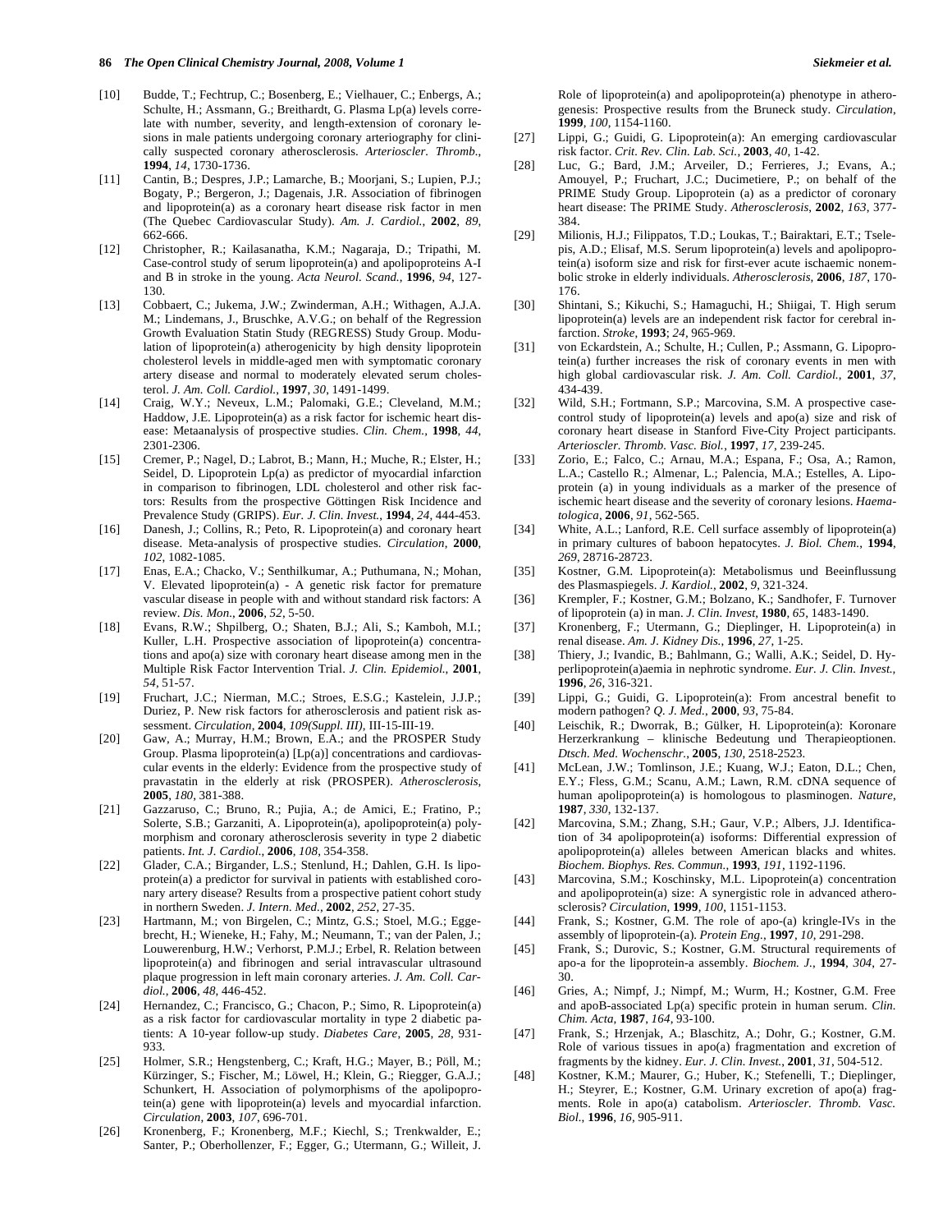[10] Budde, T.; Fechtrup, C.; Bosenberg, E.; Vielhauer, C.; Enbergs, A.; Schulte, H.; Assmann, G.; Breithardt, G. Plasma Lp(a) levels correlate with number, severity, and length-extension of coronary lesions in male patients undergoing coronary arteriography for clinically suspected coronary atherosclerosis. *Arterioscler. Thromb.*, **1994**, *14*, 1730-1736.

[11] Cantin, B.; Despres, J.P.; Lamarche, B.; Moorjani, S.; Lupien, P.J.; Bogaty, P.; Bergeron, J.; Dagenais, J.R. Association of fibrinogen and lipoprotein(a) as a coronary heart disease risk factor in men (The Quebec Cardiovascular Study). *Am. J. Cardiol.*, **2002**, *89*, 662-666.

[12] Christopher, R.; Kailasanatha, K.M.; Nagaraja, D.; Tripathi, M. Case-control study of serum lipoprotein(a) and apolipoproteins A-I and B in stroke in the young. *Acta Neurol. Scand.*, **1996**, *94*, 127-130.

[13] Cobbaert, C.; Jukema, J.W.; Zwinderman, A.H.; Withagen, A.J.A. M.; Lindemans, J., Bruschke, A.V.G.; on behalf of the Regression Growth Evaluation Statin Study (REGRESS) Study Group. Modulation of lipoprotein(a) atherogenicity by high density lipoprotein cholesterol levels in middle-aged men with symptomatic coronary artery disease and normal to moderately elevated serum cholesterol. *J. Am. Coll. Cardiol.*, **1997**, *30*, 1491-1499.

[14] Craig, W.Y.; Neveux, L.M.; Palomaki, G.E.; Cleveland, M.M.; Haddow, J.E. Lipoprotein(a) as a risk factor for ischemic heart disease: Metaanalysis of prospective studies. *Clin. Chem.*, **1998**, *44*, 2301-2306.

[15] Cremer, P.; Nagel, D.; Labrot, B.; Mann, H.; Muche, R.; Elster, H.; Seidel, D. Lipoprotein Lp(a) as predictor of myocardial infarction in comparison to fibrinogen, LDL cholesterol and other risk factors: Results from the prospective Göttingen Risk Incidence and Prevalence Study (GRIPS). *Eur. J. Clin. Invest.*, **1994**, *24*, 444-453.

[16] Danesh, J.; Collins, R.; Peto, R. Lipoprotein(a) and coronary heart disease. Meta-analysis of prospective studies. *Circulation*, **2000**, *102*, 1082-1085.

[17] Enas, E.A.; Chacko, V.; Senthilkumar, A.; Puthumana, N.; Mohan, V. Elevated lipoprotein(a) - A genetic risk factor for premature vascular disease in people with and without standard risk factors: A review. *Dis. Mon.*, **2006**, *52*, 5-50.

[18] Evans, R.W.; Shpilberg, O.; Shaten, B.J.; Ali, S.; Kamboh, M.I.; Kuller, L.H. Prospective association of lipoprotein(a) concentrations and apo(a) size with coronary heart disease among men in the Multiple Risk Factor Intervention Trial. *J. Clin. Epidemiol.*, **2001**, *54*, 51-57.

[19] Fruchart, J.C.; Nierman, M.C.; Stroes, E.S.G.; Kastelein, J.J.P.; Duriez, P. New risk factors for atherosclerosis and patient risk assessment. *Circulation*, **2004**, *109(Suppl. III)*, III-15-III-19.

[20] Gaw, A.; Murray, H.M.; Brown, E.A.; and the PROSPER Study Group. Plasma lipoprotein(a) [Lp(a)] concentrations and cardiovascular events in the elderly: Evidence from the prospective study of pravastatin in the elderly at risk (PROSPER). *Atherosclerosis*, **2005**, *180*, 381-388.

[21] Gazzaruso, C.; Bruno, R.; Pujia, A.; de Amici, E.; Fratino, P.; Solerte, S.B.; Garzaniti, A. Lipoprotein(a), apolipoprotein(a) polymorphism and coronary atherosclerosis severity in type 2 diabetic patients. *Int. J. Cardiol.*, **2006**, *108*, 354-358.

[22] Glader, C.A.; Birgander, L.S.; Stenlund, H.; Dahlen, G.H. Is lipoprotein(a) a predictor for survival in patients with established coronary artery disease? Results from a prospective patient cohort study in northern Sweden. *J. Intern. Med.*, **2002**, *252*, 27-35.

[23] Hartmann, M.; von Birgelen, C.; Mintz, G.S.; Stoel, M.G.; Eggebrecht, H.; Wieneke, H.; Fahy, M.; Neumann, T.; van der Palen, J.; Louwerenburg, H.W.; Verhorst, P.M.J.; Erbel, R. Relation between lipoprotein(a) and fibrinogen and serial intravascular ultrasound plaque progression in left main coronary arteries. *J. Am. Coll. Cardiol.*, **2006**, *48*, 446-452.

[24] Hernandez, C.; Francisco, G.; Chacon, P.; Simo, R. Lipoprotein(a) as a risk factor for cardiovascular mortality in type 2 diabetic patients: A 10-year follow-up study. *Diabetes Care*, **2005**, *28*, 931-933.

[25] Holmer, S.R.; Hengstenberg, C.; Kraft, H.G.; Mayer, B.; Pöll, M.; Kürzinger, S.; Fischer, M.; Löwel, H.; Klein, G.; Riegger, G.A.J.; Schunkert, H. Association of polymorphisms of the apolipoprotein(a) gene with lipoprotein(a) levels and myocardial infarction. *Circulation*, **2003**, *107*, 696-701.

[26] Kronenberg, F.; Kronenberg, M.F.; Kiechl, S.; Trenkwalder, E.; Santer, P.; Oberhollenzer, F.; Egger, G.; Utermann, G.; Willeit, J. Role of lipoprotein(a) and apolipoprotein(a) phenotype in atherogenesis: Prospective results from the Bruneck study. *Circulation*, **1999**, *100*, 1154-1160.

[27] Lippi, G.; Guidi, G. Lipoprotein(a): An emerging cardiovascular risk factor. *Crit. Rev. Clin. Lab. Sci.*, **2003**, *40*, 1-42.

[28] Luc, G.; Bard, J.M.; Arveiler, D.; Ferrieres, J.; Evans, A.; Amouyel, P.; Fruchart, J.C.; Ducimetiere, P.; on behalf of the PRIME Study Group. Lipoprotein (a) as a predictor of coronary heart disease: The PRIME Study. *Atherosclerosis*, **2002**, *163*, 377-384.

[29] Milionis, H.J.; Filippatos, T.D.; Loukas, T.; Bairaktari, E.T.; Tselepis, A.D.; Elisaf, M.S. Serum lipoprotein(a) levels and apolipoprotein(a) isoform size and risk for first-ever acute ischaemic nonembolic stroke in elderly individuals. *Atherosclerosis*, **2006**, *187*, 170-176.

[30] Shintani, S.; Kikuchi, S.; Hamaguchi, H.; Shiigai, T. High serum lipoprotein(a) levels are an independent risk factor for cerebral infarction. *Stroke*, **1993**; *24*, 965-969.

[31] von Eckardstein, A.; Schulte, H.; Cullen, P.; Assmann, G. Lipoprotein(a) further increases the risk of coronary events in men with high global cardiovascular risk. *J. Am. Coll. Cardiol.*, **2001**, *37*, 434-439.

[32] Wild, S.H.; Fortmann, S.P.; Marcovina, S.M. A prospective case-control study of lipoprotein(a) levels and apo(a) size and risk of coronary heart disease in Stanford Five-City Project participants. *Arterioscler. Thromb. Vasc. Biol.*, **1997**, *17*, 239-245.

[33] Zorio, E.; Falco, C.; Arnau, M.A.; Espana, F.; Osa, A.; Ramon, L.A.; Castello R.; Almenar, L.; Palencia, M.A.; Estelles, A. Lipoprotein (a) in young individuals as a marker of the presence of ischemic heart disease and the severity of coronary lesions. *Haematologica*, **2006**, *91*, 562-565.

[34] White, A.L.; Lanford, R.E. Cell surface assembly of lipoprotein(a) in primary cultures of baboon hepatocytes. *J. Biol. Chem.*, **1994**, *269*, 28716-28723.

[35] Kostner, G.M. Lipoprotein(a): Metabolismus und Beeinflussung des Plasmaspiegels. *J. Kardiol.*, **2002**, *9*, 321-324.

[36] Krempler, F.; Kostner, G.M.; Bolzano, K.; Sandhofer, F. Turnover of lipoprotein (a) in man. *J. Clin. Invest*, **1980**, *65*, 1483-1490.

[37] Kronenberg, F.; Utermann, G.; Dieplinger, H. Lipoprotein(a) in renal disease. *Am. J. Kidney Dis.*, **1996**, *27*, 1-25.

[38] Thiery, J.; Ivandic, B.; Bahlmann, G.; Walli, A.K.; Seidel, D. Hyperlipoprotein(a)aemia in nephrotic syndrome. *Eur. J. Clin. Invest.*, **1996**, *26*, 316-321.

[39] Lippi, G.; Guidi, G. Lipoprotein(a): From ancestral benefit to modern pathogen? *Q. J. Med.*, **2000**, *93*, 75-84.

[40] Leischik, R.; Dworrak, B.; Gülker, H. Lipoprotein(a): Koronare Herzerkrankung – klinische Bedeutung und Therapieoptionen. *Dtsch. Med. Wochenschr.*, **2005**, *130*, 2518-2523.

[41] McLean, J.W.; Tomlinson, J.E.; Kuang, W.J.; Eaton, D.L.; Chen, E.Y.; Fless, G.M.; Scanu, A.M.; Lawn, R.M. cDNA sequence of human apolipoprotein(a) is homologous to plasminogen. *Nature*, **1987**, *330*, 132-137.

[42] Marcovina, S.M.; Zhang, S.H.; Gaur, V.P.; Albers, J.J. Identification of 34 apolipoprotein(a) isoforms: Differential expression of apolipoprotein(a) alleles between American blacks and whites. *Biochem. Biophys. Res. Commun.*, **1993**, *191*, 1192-1196.

[43] Marcovina, S.M.; Koschinsky, M.L. Lipoprotein(a) concentration and apolipoprotein(a) size: A synergistic role in advanced atherosclerosis? *Circulation*, **1999**, *100*, 1151-1153.

[44] Frank, S.; Kostner, G.M. The role of apo-(a) kringle-IVs in the assembly of lipoprotein-(a). *Protein Eng.*, **1997**, *10*, 291-298.

[45] Frank, S.; Durovic, S.; Kostner, G.M. Structural requirements of apo-a for the lipoprotein-a assembly. *Biochem. J.*, **1994**, *304*, 27-30.

[46] Gries, A.; Nimpf, J.; Nimpf, M.; Wurm, H.; Kostner, G.M. Free and apoB-associated Lp(a) specific protein in human serum. *Clin. Chim. Acta*, **1987**, *164*, 93-100.

[47] Frank, S.; Hrzenjak, A.; Blaschitz, A.; Dohr, G.; Kostner, G.M. Role of various tissues in apo(a) fragmentation and excretion of fragments by the kidney. *Eur. J. Clin. Invest.*, **2001**, *31*, 504-512.

[48] Kostner, K.M.; Maurer, G.; Huber, K.; Stefenelli, T.; Dieplinger, H.; Steyrer, E.; Kostner, G.M. Urinary excretion of apo(a) fragments. Role in apo(a) catabolism. *Arterioscler. Thromb. Vasc. Biol.*, **1996**, *16*, 905-911.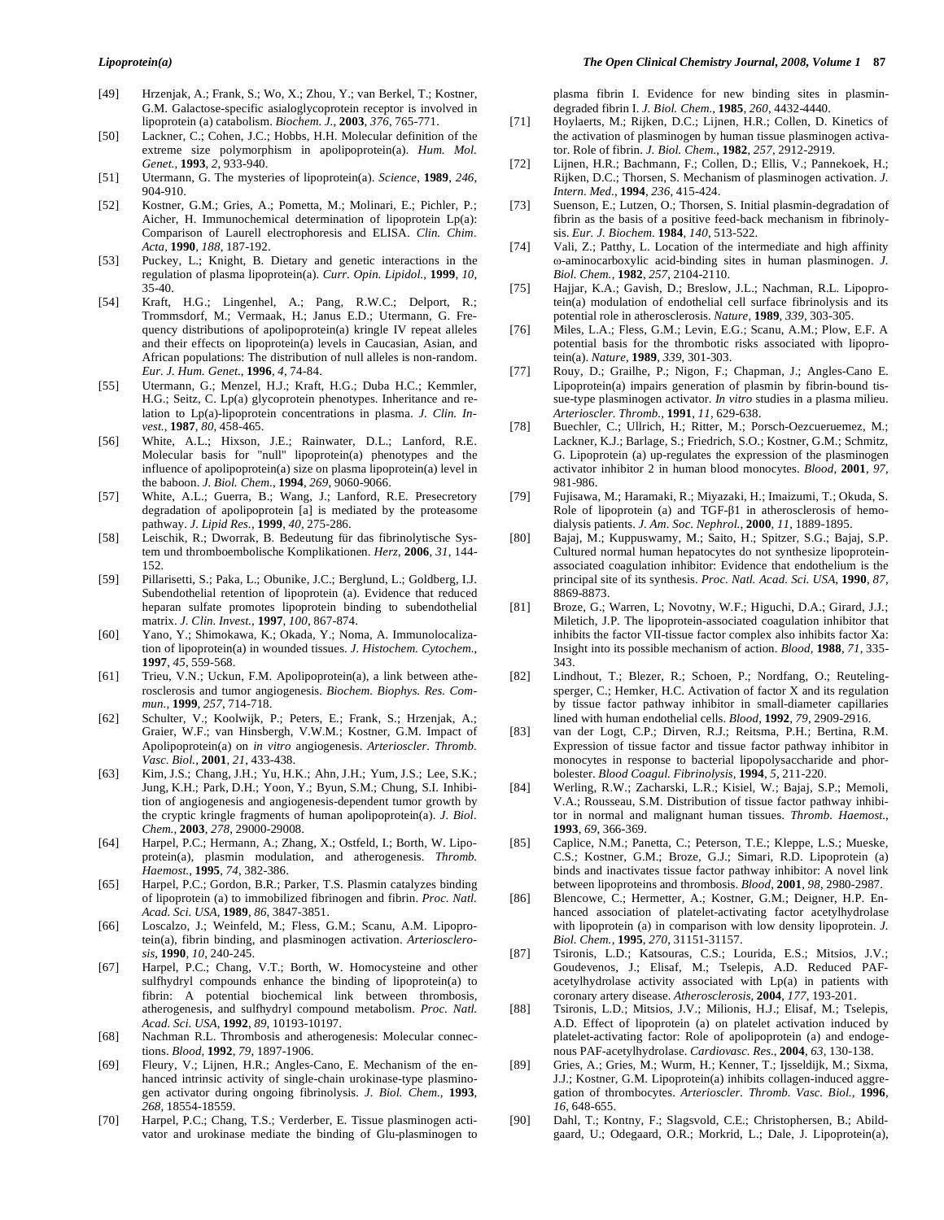[49] Hrzenjak, A.; Frank, S.; Wo, X.; Zhou, Y.; van Berkel, T.; Kostner, G.M. Galactose-specific asialoglycoprotein receptor is involved in lipoprotein (a) catabolism. *Biochem. J.*, **2003**, *376*, 765-771.

[50] Lackner, C.; Cohen, J.C.; Hobbs, H.H. Molecular definition of the extreme size polymorphism in apolipoprotein(a). *Hum. Mol. Genet.*, **1993**, *2*, 933-940.

[51] Utermann, G. The mysteries of lipoprotein(a). *Science*, **1989**, *246*, 904-910.

[52] Kostner, G.M.; Gries, A.; Pometta, M.; Molinari, E.; Pichler, P.; Aicher, H. Immunochemical determination of lipoprotein Lp(a): Comparison of Laurell electrophoresis and ELISA. *Clin. Chim. Acta*, **1990**, *188*, 187-192.

[53] Puckey, L.; Knight, B. Dietary and genetic interactions in the regulation of plasma lipoprotein(a). *Curr. Opin. Lipidol.*, **1999**, *10*, 35-40.

[54] Kraft, H.G.; Lingenhel, A.; Pang, R.W.C.; Delport, R.; Trommsdorf, M.; Vermaak, H.; Janus E.D.; Utermann, G. Frequency distributions of apolipoprotein(a) kringle IV repeat alleles and their effects on lipoprotein(a) levels in Caucasian, Asian, and African populations: The distribution of null alleles is non-random. *Eur. J. Hum. Genet.*, **1996**, *4*, 74-84.

[55] Utermann, G.; Menzel, H.J.; Kraft, H.G.; Duba H.C.; Kemmler, H.G.; Seitz, C. Lp(a) glycoprotein phenotypes. Inheritance and relation to Lp(a)-lipoprotein concentrations in plasma. *J. Clin. Invest.*, **1987**, *80*, 458-465.

[56] White, A.L.; Hixson, J.E.; Rainwater, D.L.; Lanford, R.E. Molecular basis for "null" lipoprotein(a) phenotypes and the influence of apolipoprotein(a) size on plasma lipoprotein(a) level in the baboon. *J. Biol. Chem.*, **1994**, *269*, 9060-9066.

[57] White, A.L.; Guerra, B.; Wang, J.; Lanford, R.E. Presecretory degradation of apolipoprotein [a] is mediated by the proteasome pathway. *J. Lipid Res.*, **1999**, *40*, 275-286.

[58] Leischik, R.; Dworrak, B. Bedeutung für das fibrinolytische System und thromboembolische Komplikationen. *Herz*, **2006**, *31*, 144-152.

[59] Pillarisetti, S.; Paka, L.; Obunike, J.C.; Berglund, L.; Goldberg, I.J. Subendothelial retention of lipoprotein (a). Evidence that reduced heparan sulfate promotes lipoprotein binding to subendothelial matrix. *J. Clin. Invest.*, **1997**, *100*, 867-874.

[60] Yano, Y.; Shimokawa, K.; Okada, Y.; Noma, A. Immunolocalization of lipoprotein(a) in wounded tissues. *J. Histochem. Cytochem.*, **1997**, *45*, 559-568.

[61] Trieu, V.N.; Uckun, F.M. Apolipoprotein(a), a link between atherosclerosis and tumor angiogenesis. *Biochem. Biophys. Res. Commun.*, **1999**, *257*, 714-718.

[62] Schulter, V.; Koolwijk, P.; Peters, E.; Frank, S.; Hrzenjak, A.; Graier, W.F.; van Hinsbergh, V.W.M.; Kostner, G.M. Impact of Apolipoprotein(a) on *in vitro* angiogenesis. *Arterioscler. Thromb. Vasc. Biol.*, **2001**, *21*, 433-438.

[63] Kim, J.S.; Chang, J.H.; Yu, H.K.; Ahn, J.H.; Yum, J.S.; Lee, S.K.; Jung, K.H.; Park, D.H.; Yoon, Y.; Byun, S.M.; Chung, S.I. Inhibition of angiogenesis and angiogenesis-dependent tumor growth by the cryptic kringle fragments of human apolipoprotein(a). *J. Biol. Chem.*, **2003**, *278*, 29000-29008.

[64] Harpel, P.C.; Hermann, A.; Zhang, X.; Ostfeld, I.; Borth, W. Lipoprotein(a), plasmin modulation, and atherogenesis. *Thromb. Haemost.*, **1995**, *74*, 382-386.

[65] Harpel, P.C.; Gordon, B.R.; Parker, T.S. Plasmin catalyzes binding of lipoprotein (a) to immobilized fibrinogen and fibrin. *Proc. Natl. Acad. Sci. USA*, **1989**, *86*, 3847-3851.

[66] Loscalzo, J.; Weinfeld, M.; Fless, G.M.; Scanu, A.M. Lipoprotein(a), fibrin binding, and plasminogen activation. *Arteriosclerosis*, **1990**, *10*, 240-245.

[67] Harpel, P.C.; Chang, V.T.; Borth, W. Homocysteine and other sulfhydryl compounds enhance the binding of lipoprotein(a) to fibrin: A potential biochemical link between thrombosis, atherogenesis, and sulfhydryl compound metabolism. *Proc. Natl. Acad. Sci. USA*, **1992**, *89*, 10193-10197.

[68] Nachman R.L. Thrombosis and atherogenesis: Molecular connections. *Blood*, **1992**, *79*, 1897-1906.

[69] Fleury, V.; Lijnen, H.R.; Angles-Cano, E. Mechanism of the enhanced intrinsic activity of single-chain urokinase-type plasminogen activator during ongoing fibrinolysis. *J. Biol. Chem.*, **1993**, *268*, 18554-18559.

[70] Harpel, P.C.; Chang, T.S.; Verderber, E. Tissue plasminogen activator and urokinase mediate the binding of Glu-plasminogen to plasma fibrin I. Evidence for new binding sites in plasmin-degraded fibrin I. *J. Biol. Chem.*, **1985**, *260*, 4432-4440.

[71] Hoylaerts, M.; Rijken, D.C.; Lijnen, H.R.; Collen, D. Kinetics of the activation of plasminogen by human tissue plasminogen activator. Role of fibrin. *J. Biol. Chem.*, **1982**, *257*, 2912-2919.

[72] Lijnen, H.R.; Bachmann, F.; Collen, D.; Ellis, V.; Pannekoek, H.; Rijken, D.C.; Thorsen, S. Mechanism of plasminogen activation. *J. Intern. Med.*, **1994**, *236*, 415-424.

[73] Suenson, E.; Lutzen, O.; Thorsen, S. Initial plasmin-degradation of fibrin as the basis of a positive feed-back mechanism in fibrinolysis. *Eur. J. Biochem.* **1984**, *140*, 513-522.

[74] Vali, Z.; Patthy, L. Location of the intermediate and high affinity ω-aminocarboxylic acid-binding sites in human plasminogen. *J. Biol. Chem.*, **1982**, *257*, 2104-2110.

[75] Hajjar, K.A.; Gavish, D.; Breslow, J.L.; Nachman, R.L. Lipoprotein(a) modulation of endothelial cell surface fibrinolysis and its potential role in atherosclerosis. *Nature*, **1989**, *339*, 303-305.

[76] Miles, L.A.; Fless, G.M.; Levin, E.G.; Scanu, A.M.; Plow, E.F. A potential basis for the thrombotic risks associated with lipoprotein(a). *Nature*, **1989**, *339*, 301-303.

[77] Rouy, D.; Grailhe, P.; Nigon, F.; Chapman, J.; Angles-Cano E. Lipoprotein(a) impairs generation of plasmin by fibrin-bound tissue-type plasminogen activator. *In vitro* studies in a plasma milieu. *Arterioscler. Thromb.*, **1991**, *11*, 629-638.

[78] Buechler, C.; Ullrich, H.; Ritter, M.; Porsch-Oezcueruemez, M.; Lackner, K.J.; Barlage, S.; Friedrich, S.O.; Kostner, G.M.; Schmitz, G. Lipoprotein (a) up-regulates the expression of the plasminogen activator inhibitor 2 in human blood monocytes. *Blood*, **2001**, *97*, 981-986.

[79] Fujisawa, M.; Haramaki, R.; Miyazaki, H.; Imaizumi, T.; Okuda, S. Role of lipoprotein (a) and TGF-β1 in atherosclerosis of hemodialysis patients. *J. Am. Soc. Nephrol.*, **2000**, *11*, 1889-1895.

[80] Bajaj, M.; Kuppuswamy, M.; Saito, H.; Spitzer, S.G.; Bajaj, S.P. Cultured normal human hepatocytes do not synthesize lipoprotein-associated coagulation inhibitor: Evidence that endothelium is the principal site of its synthesis. *Proc. Natl. Acad. Sci. USA*, **1990**, *87*, 8869-8873.

[81] Broze, G.; Warren, L; Novotny, W.F.; Higuchi, D.A.; Girard, J.J.; Miletich, J.P. The lipoprotein-associated coagulation inhibitor that inhibits the factor VII-tissue factor complex also inhibits factor Xa: Insight into its possible mechanism of action. *Blood*, **1988**, *71*, 335-343.

[82] Lindhout, T.; Blezer, R.; Schoen, P.; Nordfang, O.; Reutelingsperger, C.; Hemker, H.C. Activation of factor X and its regulation by tissue factor pathway inhibitor in small-diameter capillaries lined with human endothelial cells. *Blood*, **1992**, *79*, 2909-2916.

[83] van der Logt, C.P.; Dirven, R.J.; Reitsma, P.H.; Bertina, R.M. Expression of tissue factor and tissue factor pathway inhibitor in monocytes in response to bacterial lipopolysaccharide and phorbolester. *Blood Coagul. Fibrinolysis*, **1994**, *5*, 211-220.

[84] Werling, R.W.; Zacharski, L.R.; Kisiel, W.; Bajaj, S.P.; Memoli, V.A.; Rousseau, S.M. Distribution of tissue factor pathway inhibitor in normal and malignant human tissues. *Thromb. Haemost.*, **1993**, *69*, 366-369.

[85] Caplice, N.M.; Panetta, C.; Peterson, T.E.; Kleppe, L.S.; Mueske, C.S.; Kostner, G.M.; Broze, G.J.; Simari, R.D. Lipoprotein (a) binds and inactivates tissue factor pathway inhibitor: A novel link between lipoproteins and thrombosis. *Blood*, **2001**, *98*, 2980-2987.

[86] Blencowe, C.; Hermetter, A.; Kostner, G.M.; Deigner, H.P. Enhanced association of platelet-activating factor acetylhydrolase with lipoprotein (a) in comparison with low density lipoprotein. *J. Biol. Chem.*, **1995**, *270*, 31151-31157.

[87] Tsironis, L.D.; Katsouras, C.S.; Lourida, E.S.; Mitsios, J.V.; Goudevenos, J.; Elisaf, M.; Tselepis, A.D. Reduced PAF-acetylhydrolase activity associated with Lp(a) in patients with coronary artery disease. *Atherosclerosis*, **2004**, *177*, 193-201.

[88] Tsironis, L.D.; Mitsios, J.V.; Milionis, H.J.; Elisaf, M.; Tselepis, A.D. Effect of lipoprotein (a) on platelet activation induced by platelet-activating factor: Role of apolipoprotein (a) and endogenous PAF-acetylhydrolase. *Cardiovasc. Res.*, **2004**, *63*, 130-138.

[89] Gries, A.; Gries, M.; Wurm, H.; Kenner, T.; Ijsseldijk, M.; Sixma, J.J.; Kostner, G.M. Lipoprotein(a) inhibits collagen-induced aggregation of thrombocytes. *Arterioscler. Thromb. Vasc. Biol.*, **1996**, *16*, 648-655.

[90] Dahl, T.; Kontny, F.; Slagsvold, C.E.; Christophersen, B.; Abildgaard, U.; Odegaard, O.R.; Morkrid, L.; Dale, J. Lipoprotein(a),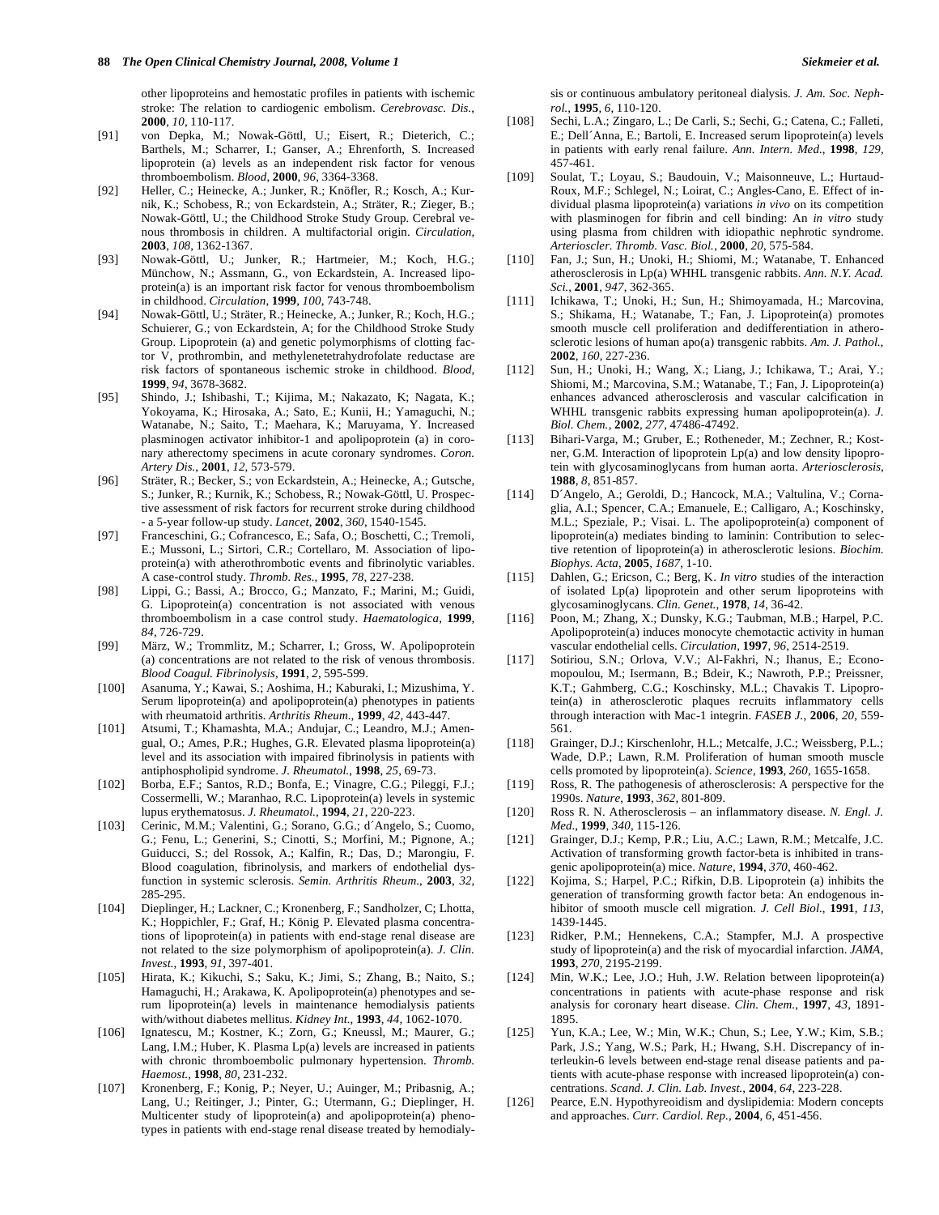other lipoproteins and hemostatic profiles in patients with ischemic stroke: The relation to cardiogenic embolism. *Cerebrovasc. Dis.*, **2000**, *10*, 110-117.

[91] von Depka, M.; Nowak-Göttl, U.; Eisert, R.; Dieterich, C.; Barthels, M.; Scharrer, I.; Ganser, A.; Ehrenforth, S. Increased lipoprotein (a) levels as an independent risk factor for venous thromboembolism. *Blood*, **2000**, *96*, 3364-3368.

[92] Heller, C.; Heinecke, A.; Junker, R.; Knöfler, R.; Kosch, A.; Kurnik, K.; Schobess, R.; von Eckardstein, A.; Sträter, R.; Zieger, B.; Nowak-Göttl, U.; the Childhood Stroke Study Group. Cerebral venous thrombosis in children. A multifactorial origin. *Circulation*, **2003**, *108*, 1362-1367.

[93] Nowak-Göttl, U.; Junker, R.; Hartmeier, M.; Koch, H.G.; Münchow, N.; Assmann, G., von Eckardstein, A. Increased lipoprotein(a) is an important risk factor for venous thromboembolism in childhood. *Circulation*, **1999**, *100*, 743-748.

[94] Nowak-Göttl, U.; Sträter, R.; Heinecke, A.; Junker, R.; Koch, H.G.; Schuierer, G.; von Eckardstein, A; for the Childhood Stroke Study Group. Lipoprotein (a) and genetic polymorphisms of clotting factor V, prothrombin, and methylenetetrahydrofolate reductase are risk factors of spontaneous ischemic stroke in childhood. *Blood*, **1999**, *94*, 3678-3682.

[95] Shindo, J.; Ishibashi, T.; Kijima, M.; Nakazato, K; Nagata, K.; Yokoyama, K.; Hirosaka, A.; Sato, E.; Kunii, H.; Yamaguchi, N.; Watanabe, N.; Saito, T.; Maehara, K.; Maruyama, Y. Increased plasminogen activator inhibitor-1 and apolipoprotein (a) in coronary atherectomy specimens in acute coronary syndromes. *Coron. Artery Dis.*, **2001**, *12*, 573-579.

[96] Sträter, R.; Becker, S.; von Eckardstein, A.; Heinecke, A.; Gutsche, S.; Junker, R.; Kurnik, K.; Schobess, R.; Nowak-Göttl, U. Prospective assessment of risk factors for recurrent stroke during childhood - a 5-year follow-up study. *Lancet*, **2002**, *360*, 1540-1545.

[97] Franceschini, G.; Cofrancesco, E.; Safa, O.; Boschetti, C.; Tremoli, E.; Mussoni, L.; Sirtori, C.R.; Cortellaro, M. Association of lipoprotein(a) with atherothrombotic events and fibrinolytic variables. A case-control study. *Thromb. Res.*, **1995**, *78*, 227-238.

[98] Lippi, G.; Bassi, A.; Brocco, G.; Manzato, F.; Marini, M.; Guidi, G. Lipoprotein(a) concentration is not associated with venous thromboembolism in a case control study. *Haematologica*, **1999**, *84*, 726-729.

[99] März, W.; Trommlitz, M.; Scharrer, I.; Gross, W. Apolipoprotein (a) concentrations are not related to the risk of venous thrombosis. *Blood Coagul. Fibrinolysis*, **1991**, *2*, 595-599.

[100] Asanuma, Y.; Kawai, S.; Aoshima, H.; Kaburaki, I.; Mizushima, Y. Serum lipoprotein(a) and apolipoprotein(a) phenotypes in patients with rheumatoid arthritis. *Arthritis Rheum.*, **1999**, *42*, 443-447.

[101] Atsumi, T.; Khamashta, M.A.; Andujar, C.; Leandro, M.J.; Amengual, O.; Ames, P.R.; Hughes, G.R. Elevated plasma lipoprotein(a) level and its association with impaired fibrinolysis in patients with antiphospholipid syndrome. *J. Rheumatol.*, **1998**, *25*, 69-73.

[102] Borba, E.F.; Santos, R.D.; Bonfa, E.; Vinagre, C.G.; Pileggi, F.J.; Cossermelli, W.; Maranhao, R.C. Lipoprotein(a) levels in systemic lupus erythematosus. *J. Rheumatol.*, **1994**, *21*, 220-223.

[103] Cerinic, M.M.; Valentini, G.; Sorano, G.G.; d´Angelo, S.; Cuomo, G.; Fenu, L.; Generini, S.; Cinotti, S.; Morfini, M.; Pignone, A.; Guiducci, S.; del Rossok, A.; Kalfin, R.; Das, D.; Marongiu, F. Blood coagulation, fibrinolysis, and markers of endothelial dysfunction in systemic sclerosis. *Semin. Arthritis Rheum.*, **2003**, *32*, 285-295.

[104] Dieplinger, H.; Lackner, C.; Kronenberg, F.; Sandholzer, C; Lhotta, K.; Hoppichler, F.; Graf, H.; König P. Elevated plasma concentrations of lipoprotein(a) in patients with end-stage renal disease are not related to the size polymorphism of apolipoprotein(a). *J. Clin. Invest.*, **1993**, *91*, 397-401.

[105] Hirata, K.; Kikuchi, S.; Saku, K.; Jimi, S.; Zhang, B.; Naito, S.; Hamaguchi, H.; Arakawa, K. Apolipoprotein(a) phenotypes and serum lipoprotein(a) levels in maintenance hemodialysis patients with/without diabetes mellitus. *Kidney Int.*, **1993**, *44*, 1062-1070.

[106] Ignatescu, M.; Kostner, K.; Zorn, G.; Kneussl, M.; Maurer, G.; Lang, I.M.; Huber, K. Plasma Lp(a) levels are increased in patients with chronic thromboembolic pulmonary hypertension. *Thromb. Haemost.*, **1998**, *80*, 231-232.

[107] Kronenberg, F.; Konig, P.; Neyer, U.; Auinger, M.; Pribasnig, A.; Lang, U.; Reitinger, J.; Pinter, G.; Utermann, G.; Dieplinger, H. Multicenter study of lipoprotein(a) and apolipoprotein(a) phenotypes in patients with end-stage renal disease treated by hemodialysis or continuous ambulatory peritoneal dialysis. *J. Am. Soc. Nephrol.*, **1995**, *6*, 110-120.

[108] Sechi, L.A.; Zingaro, L.; De Carli, S.; Sechi, G.; Catena, C.; Falleti, E.; Dell´Anna, E.; Bartoli, E. Increased serum lipoprotein(a) levels in patients with early renal failure. *Ann. Intern. Med.*, **1998**, *129*, 457-461.

[109] Soulat, T.; Loyau, S.; Baudouin, V.; Maisonneuve, L.; Hurtaud-Roux, M.F.; Schlegel, N.; Loirat, C.; Angles-Cano, E. Effect of individual plasma lipoprotein(a) variations *in vivo* on its competition with plasminogen for fibrin and cell binding: An *in vitro* study using plasma from children with idiopathic nephrotic syndrome. *Arterioscler. Thromb. Vasc. Biol.*, **2000**, *20*, 575-584.

[110] Fan, J.; Sun, H.; Unoki, H.; Shiomi, M.; Watanabe, T. Enhanced atherosclerosis in Lp(a) WHHL transgenic rabbits. *Ann. N.Y. Acad. Sci.*, **2001**, *947*, 362-365.

[111] Ichikawa, T.; Unoki, H.; Sun, H.; Shimoyamada, H.; Marcovina, S.; Shikama, H.; Watanabe, T.; Fan, J. Lipoprotein(a) promotes smooth muscle cell proliferation and dedifferentiation in atherosclerotic lesions of human apo(a) transgenic rabbits. *Am. J. Pathol.*, **2002**, *160*, 227-236.

[112] Sun, H.; Unoki, H.; Wang, X.; Liang, J.; Ichikawa, T.; Arai, Y.; Shiomi, M.; Marcovina, S.M.; Watanabe, T.; Fan, J. Lipoprotein(a) enhances advanced atherosclerosis and vascular calcification in WHHL transgenic rabbits expressing human apolipoprotein(a). *J. Biol. Chem.*, **2002**, *277*, 47486-47492.

[113] Bihari-Varga, M.; Gruber, E.; Rotheneder, M.; Zechner, R.; Kostner, G.M. Interaction of lipoprotein Lp(a) and low density lipoprotein with glycosaminoglycans from human aorta. *Arteriosclerosis*, **1988**, *8*, 851-857.

[114] D´Angelo, A.; Geroldi, D.; Hancock, M.A.; Valtulina, V.; Cornaglia, A.I.; Spencer, C.A.; Emanuele, E.; Calligaro, A.; Koschinsky, M.L.; Speziale, P.; Visai. L. The apolipoprotein(a) component of lipoprotein(a) mediates binding to laminin: Contribution to selective retention of lipoprotein(a) in atherosclerotic lesions. *Biochim. Biophys. Acta*, **2005**, *1687*, 1-10.

[115] Dahlen, G.; Ericson, C.; Berg, K. *In vitro* studies of the interaction of isolated Lp(a) lipoprotein and other serum lipoproteins with glycosaminoglycans. *Clin. Genet.*, **1978**, *14*, 36-42.

[116] Poon, M.; Zhang, X.; Dunsky, K.G.; Taubman, M.B.; Harpel, P.C. Apolipoprotein(a) induces monocyte chemotactic activity in human vascular endothelial cells. *Circulation*, **1997**, *96*, 2514-2519.

[117] Sotiriou, S.N.; Orlova, V.V.; Al-Fakhri, N.; Ihanus, E.; Economopoulou, M.; Isermann, B.; Bdeir, K.; Nawroth, P.P.; Preissner, K.T.; Gahmberg, C.G.; Koschinsky, M.L.; Chavakis T. Lipoprotein(a) in atherosclerotic plaques recruits inflammatory cells through interaction with Mac-1 integrin. *FASEB J.*, **2006**, *20*, 559-561.

[118] Grainger, D.J.; Kirschenlohr, H.L.; Metcalfe, J.C.; Weissberg, P.L.; Wade, D.P.; Lawn, R.M. Proliferation of human smooth muscle cells promoted by lipoprotein(a). *Science*, **1993**, *260*, 1655-1658.

[119] Ross, R. The pathogenesis of atherosclerosis: A perspective for the 1990s. *Nature*, **1993**, *362*, 801-809.

[120] Ross R. N. Atherosclerosis – an inflammatory disease. *N. Engl. J. Med.*, **1999**, *340*, 115-126.

[121] Grainger, D.J.; Kemp, P.R.; Liu, A.C.; Lawn, R.M.; Metcalfe, J.C. Activation of transforming growth factor-beta is inhibited in transgenic apolipoprotein(a) mice. *Nature*, **1994**, *370*, 460-462.

[122] Kojima, S.; Harpel, P.C.; Rifkin, D.B. Lipoprotein (a) inhibits the generation of transforming growth factor beta: An endogenous inhibitor of smooth muscle cell migration. *J. Cell Biol.*, **1991**, *113*, 1439-1445.

[123] Ridker, P.M.; Hennekens, C.A.; Stampfer, M.J. A prospective study of lipoprotein(a) and the risk of myocardial infarction. *JAMA*, **1993**, *270*, 2195-2199.

[124] Min, W.K.; Lee, J.O.; Huh, J.W. Relation between lipoprotein(a) concentrations in patients with acute-phase response and risk analysis for coronary heart disease. *Clin. Chem.*, **1997**, *43*, 1891-1895.

[125] Yun, K.A.; Lee, W.; Min, W.K.; Chun, S.; Lee, Y.W.; Kim, S.B.; Park, J.S.; Yang, W.S.; Park, H.; Hwang, S.H. Discrepancy of interleukin-6 levels between end-stage renal disease patients and patients with acute-phase response with increased lipoprotein(a) concentrations. *Scand. J. Clin. Lab. Invest.*, **2004**, *64*, 223-228.

[126] Pearce, E.N. Hypothyreoidism and dyslipidemia: Modern concepts and approaches. *Curr. Cardiol. Rep.*, **2004**, *6*, 451-456.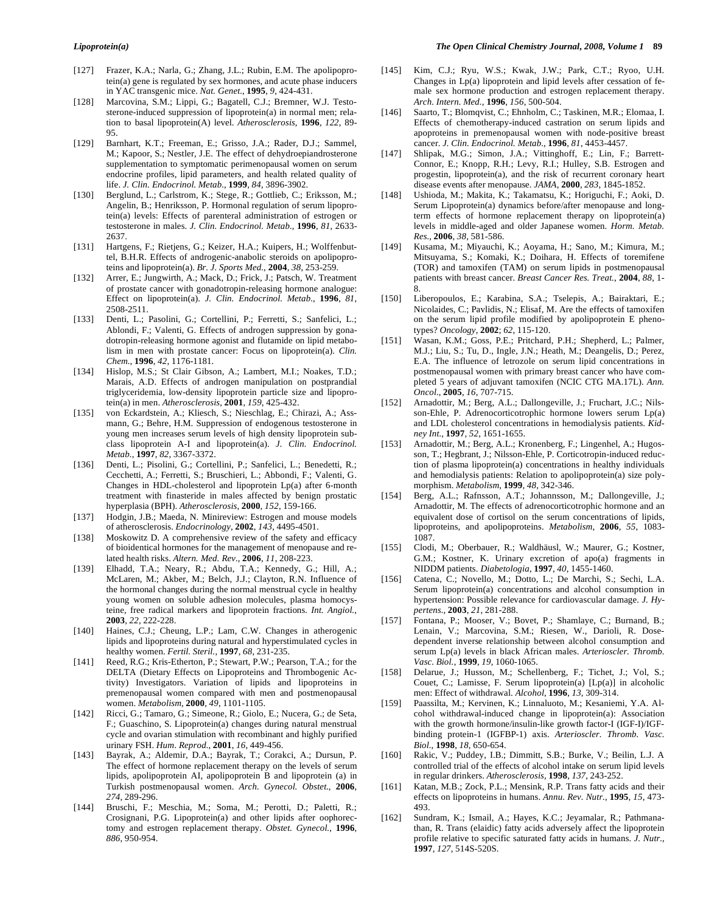[127] Frazer, K.A.; Narla, G.; Zhang, J.L.; Rubin, E.M. The apolipoprotein(a) gene is regulated by sex hormones, and acute phase inducers in YAC transgenic mice. *Nat. Genet.*, **1995**, *9*, 424-431.

[128] Marcovina, S.M.; Lippi, G.; Bagatell, C.J.; Bremner, W.J. Testosterone-induced suppression of lipoprotein(a) in normal men; relation to basal lipoprotein(A) level. *Atherosclerosis*, **1996**, *122*, 89-95.

[129] Barnhart, K.T.; Freeman, E.; Grisso, J.A.; Rader, D.J.; Sammel, M.; Kapoor, S.; Nestler, J.E. The effect of dehydroepiandrosterone supplementation to symptomatic perimenopausal women on serum endocrine profiles, lipid parameters, and health related quality of life. *J. Clin. Endocrinol. Metab.*, **1999**, *84*, 3896-3902.

[130] Berglund, L.; Carlstrom, K.; Stege, R.; Gottlieb, C.; Eriksson, M.; Angelin, B.; Henriksson, P. Hormonal regulation of serum lipoprotein(a) levels: Effects of parenteral administration of estrogen or testosterone in males. *J. Clin. Endocrinol. Metab.*, **1996**, *81*, 2633-2637.

[131] Hartgens, F.; Rietjens, G.; Keizer, H.A.; Kuipers, H.; Wolffenbuttel, B.H.R. Effects of androgenic-anabolic steroids on apolipoproteins and lipoprotein(a). *Br. J. Sports Med.*, **2004**, *38*, 253-259.

[132] Arrer, E.; Jungwirth, A.; Mack, D.; Frick, J.; Patsch, W. Treatment of prostate cancer with gonadotropin-releasing hormone analogue: Effect on lipoprotein(a). *J. Clin. Endocrinol. Metab.*, **1996**, *81*, 2508-2511.

[133] Denti, L.; Pasolini, G.; Cortellini, P.; Ferretti, S.; Sanfelici, L.; Ablondi, F.; Valenti, G. Effects of androgen suppression by gonadotropin-releasing hormone agonist and flutamide on lipid metabolism in men with prostate cancer: Focus on lipoprotein(a). *Clin. Chem.*, **1996**, *42*, 1176-1181.

[134] Hislop, M.S.; St Clair Gibson, A.; Lambert, M.I.; Noakes, T.D.; Marais, A.D. Effects of androgen manipulation on postprandial triglyceridemia, low-density lipoprotein particle size and lipoprotein(a) in men. *Atherosclerosis*, **2001**, *159*, 425-432.

[135] von Eckardstein, A.; Kliesch, S.; Nieschlag, E.; Chirazi, A.; Assmann, G.; Behre, H.M. Suppression of endogenous testosterone in young men increases serum levels of high density lipoprotein subclass lipoprotein A-I and lipoprotein(a). *J. Clin. Endocrinol. Metab.*, **1997**, *82*, 3367-3372.

[136] Denti, L.; Pisolini, G.; Cortellini, P.; Sanfelici, L.; Benedetti, R.; Cecchetti, A.; Ferretti, S.; Bruschieri, L.; Abbondi, F.; Valenti, G. Changes in HDL-cholesterol and lipoprotein Lp(a) after 6-month treatment with finasteride in males affected by benign prostatic hyperplasia (BPH). *Atherosclerosis*, **2000**, *152*, 159-166.

[137] Hodgin, J.B.; Maeda, N. Minireview: Estrogen and mouse models of atherosclerosis. *Endocrinology*, **2002**, *143*, 4495-4501.

[138] Moskowitz D. A comprehensive review of the safety and efficacy of bioidentical hormones for the management of menopause and related health risks. *Altern. Med. Rev.*, **2006**, *11*, 208-223.

[139] Elhadd, T.A.; Neary, R.; Abdu, T.A.; Kennedy, G.; Hill, A.; McLaren, M.; Akber, M.; Belch, J.J.; Clayton, R.N. Influence of the hormonal changes during the normal menstrual cycle in healthy young women on soluble adhesion molecules, plasma homocysteine, free radical markers and lipoprotein fractions. *Int. Angiol.*, **2003**, *22*, 222-228.

[140] Haines, C.J.; Cheung, L.P.; Lam, C.W. Changes in atherogenic lipids and lipoproteins during natural and hyperstimulated cycles in healthy women. *Fertil. Steril.*, **1997**, *68*, 231-235.

[141] Reed, R.G.; Kris-Etherton, P.; Stewart, P.W.; Pearson, T.A.; for the DELTA (Dietary Effects on Lipoproteins and Thrombogenic Activity) Investigators. Variation of lipids and lipoproteins in premenopausal women compared with men and postmenopausal women. *Metabolism*, **2000**, *49*, 1101-1105.

[142] Ricci, G.; Tamaro, G.; Simeone, R.; Giolo, E.; Nucera, G.; de Seta, F.; Guaschino, S. Lipoprotein(a) changes during natural menstrual cycle and ovarian stimulation with recombinant and highly purified urinary FSH. *Hum. Reprod.*, **2001**, *16*, 449-456.

[143] Bayrak, A.; Aldemir, D.A.; Bayrak, T.; Corakci, A.; Dursun, P. The effect of hormone replacement therapy on the levels of serum lipids, apolipoprotein AI, apolipoprotein B and lipoprotein (a) in Turkish postmenopausal women. *Arch. Gynecol. Obstet.*, **2006**, *274*, 289-296.

[144] Bruschi, F.; Meschia, M.; Soma, M.; Perotti, D.; Paletti, R.; Crosignani, P.G. Lipoprotein(a) and other lipids after oophorectomy and estrogen replacement therapy. *Obstet. Gynecol.*, **1996**, *886*, 950-954.

[145] Kim, C.J.; Ryu, W.S.; Kwak, J.W.; Park, C.T.; Ryoo, U.H. Changes in Lp(a) lipoprotein and lipid levels after cessation of female sex hormone production and estrogen replacement therapy. *Arch. Intern. Med.*, **1996**, *156*, 500-504.

[146] Saarto, T.; Blomqvist, C.; Ehnholm, C.; Taskinen, M.R.; Elomaa, I. Effects of chemotherapy-induced castration on serum lipids and apoproteins in premenopausal women with node-positive breast cancer. *J. Clin. Endocrinol. Metab.*, **1996**, *81*, 4453-4457.

[147] Shlipak, M.G.; Simon, J.A.; Vittinghoff, E.; Lin, F.; Barrett-Connor, E.; Knopp, R.H.; Levy, R.I.; Hulley, S.B. Estrogen and progestin, lipoprotein(a), and the risk of recurrent coronary heart disease events after menopause. *JAMA*, **2000**, *283*, 1845-1852.

[148] Ushioda, M.; Makita, K.; Takamatsu, K.; Horiguchi, F.; Aoki, D. Serum Lipoprotein(a) dynamics before/after menopause and long-term effects of hormone replacement therapy on lipoprotein(a) levels in middle-aged and older Japanese women. *Horm. Metab. Res.*, **2006**, *38*, 581-586.

[149] Kusama, M.; Miyauchi, K.; Aoyama, H.; Sano, M.; Kimura, M.; Mitsuyama, S.; Komaki, K.; Doihara, H. Effects of toremifene (TOR) and tamoxifen (TAM) on serum lipids in postmenopausal patients with breast cancer. *Breast Cancer Res. Treat.*, **2004**, *88*, 1-8.

[150] Liberopoulos, E.; Karabina, S.A.; Tselepis, A.; Bairaktari, E.; Nicolaides, C.; Pavlidis, N.; Elisaf, M. Are the effects of tamoxifen on the serum lipid profile modified by apolipoprotein E phenotypes? *Oncology*, **2002**; *62*, 115-120.

[151] Wasan, K.M.; Goss, P.E.; Pritchard, P.H.; Shepherd, L.; Palmer, M.J.; Liu, S.; Tu, D., Ingle, J.N.; Heath, M.; Deangelis, D.; Perez, E.A. The influence of letrozole on serum lipid concentrations in postmenopausal women with primary breast cancer who have completed 5 years of adjuvant tamoxifen (NCIC CTG MA.17L). *Ann. Oncol.*, **2005**, *16*, 707-715.

[152] Arnadottir, M.; Berg, A.L.; Dallongeville, J.; Fruchart, J.C.; Nilsson-Ehle, P. Adrenocorticotrophic hormone lowers serum Lp(a) and LDL cholesterol concentrations in hemodialysis patients. *Kidney Int.*, **1997**, *52*, 1651-1655.

[153] Arnadottir, M.; Berg, A.L.; Kronenberg, F.; Lingenhel, A.; Hugosson, T.; Hegbrant, J.; Nilsson-Ehle, P. Corticotropin-induced reduction of plasma lipoprotein(a) concentrations in healthy individuals and hemodialysis patients: Relation to apolipoprotein(a) size polymorphism. *Metabolism*, **1999**, *48*, 342-346.

[154] Berg, A.L.; Rafnsson, A.T.; Johannsson, M.; Dallongeville, J.; Arnadottir, M. The effects of adrenocorticotrophic hormone and an equivalent dose of cortisol on the serum concentrations of lipids, lipoproteins, and apolipoproteins. *Metabolism*, **2006**, *55*, 1083-1087.

[155] Clodi, M.; Oberbauer, R.; Waldhäusl, W.; Maurer, G.; Kostner, G.M.; Kostner, K. Urinary excretion of apo(a) fragments in NIDDM patients. *Diabetologia*, **1997**, *40*, 1455-1460.

[156] Catena, C.; Novello, M.; Dotto, L.; De Marchi, S.; Sechi, L.A. Serum lipoprotein(a) concentrations and alcohol consumption in hypertension: Possible relevance for cardiovascular damage. *J. Hypertens.*, **2003**, *21*, 281-288.

[157] Fontana, P.; Mooser, V.; Bovet, P.; Shamlaye, C.; Burnand, B.; Lenain, V.; Marcovina, S.M.; Riesen, W., Darioli, R. Dose-dependent inverse relationship between alcohol consumption and serum Lp(a) levels in black African males. *Arterioscler. Thromb. Vasc. Biol.*, **1999**, *19*, 1060-1065.

[158] Delarue, J.; Husson, M.; Schellenberg, F.; Tichet, J.; Vol, S.; Couet, C.; Lamisse, F. Serum lipoprotein(a) [Lp(a)] in alcoholic men: Effect of withdrawal. *Alcohol*, **1996**, *13*, 309-314.

[159] Paassilta, M.; Kervinen, K.; Linnaluoto, M.; Kesaniemi, Y.A. Alcohol withdrawal-induced change in lipoprotein(a): Association with the growth hormone/insulin-like growth factor-I (IGF-I)/IGF-binding protein-1 (IGFBP-1) axis. *Arterioscler. Thromb. Vasc. Biol.*, **1998**, *18*, 650-654.

[160] Rakic, V.; Puddey, I.B.; Dimmitt, S.B.; Burke, V.; Beilin, L.J. A controlled trial of the effects of alcohol intake on serum lipid levels in regular drinkers. *Atherosclerosis*, **1998**, *137*, 243-252.

[161] Katan, M.B.; Zock, P.L.; Mensink, R.P. Trans fatty acids and their effects on lipoproteins in humans. *Annu. Rev. Nutr.*, **1995**, *15*, 473-493.

[162] Sundram, K.; Ismail, A.; Hayes, K.C.; Jeyamalar, R.; Pathmanathan, R. Trans (elaidic) fatty acids adversely affect the lipoprotein profile relative to specific saturated fatty acids in humans. *J. Nutr.*, **1997**, *127*, 514S-520S.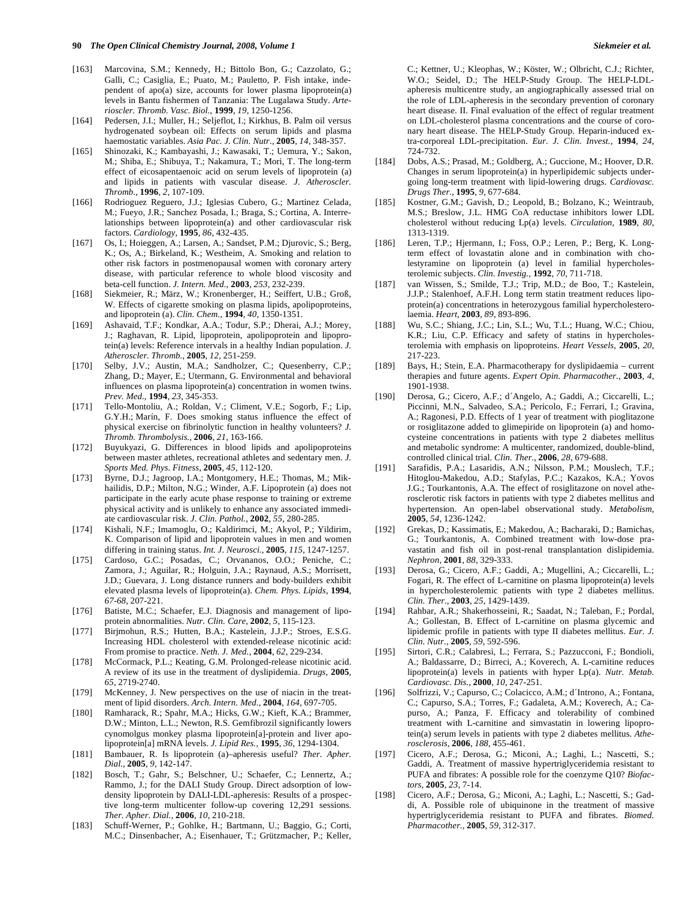[163] Marcovina, S.M.; Kennedy, H.; Bittolo Bon, G.; Cazzolato, G.; Galli, C.; Casiglia, E.; Puato, M.; Pauletto, P. Fish intake, independent of apo(a) size, accounts for lower plasma lipoprotein(a) levels in Bantu fishermen of Tanzania: The Lugalawa Study. *Arterioscler. Thromb. Vasc. Biol.*, **1999**, *19*, 1250-1256.

[164] Pedersen, J.I.; Muller, H.; Seljeflot, I.; Kirkhus, B. Palm oil versus hydrogenated soybean oil: Effects on serum lipids and plasma haemostatic variables. *Asia Pac. J. Clin. Nutr.*, **2005**, *14*, 348-357.

[165] Shinozaki, K.; Kambayashi, J.; Kawasaki, T.; Uemura, Y.; Sakon, M.; Shiba, E.; Shibuya, T.; Nakamura, T.; Mori, T. The long-term effect of eicosapentaenoic acid on serum levels of lipoprotein (a) and lipids in patients with vascular disease. *J. Atheroscler. Thromb.*, **1996**, *2*, 107-109.

[166] Rodriguez Reguero, J.J.; Iglesias Cubero, G.; Martinez Celada, M.; Fueyo, J.R.; Sanchez Posada, I.; Braga, S.; Cortina, A. Interrelationships between lipoprotein(a) and other cardiovascular risk factors. *Cardiology*, **1995**, *86*, 432-435.

[167] Os, I.; Hoieggen, A.; Larsen, A.; Sandset, P.M.; Djurovic, S.; Berg, K.; Os, A.; Birkeland, K.; Westheim, A. Smoking and relation to other risk factors in postmenopausal women with coronary artery disease, with particular reference to whole blood viscosity and beta-cell function. *J. Intern. Med.*, **2003**, *253*, 232-239.

[168] Siekmeier, R.; März, W.; Kronenberger, H.; Seiffert, U.B.; Groß, W. Effects of cigarette smoking on plasma lipids, apolipoproteins, and lipoprotein (a). *Clin. Chem.*, **1994**, *40*, 1350-1351.

[169] Ashavaid, T.F.; Kondkar, A.A.; Todur, S.P.; Dherai, A.J.; Morey, J.; Raghavan, R. Lipid, lipoprotein, apolipoprotein and lipoprotein(a) levels: Reference intervals in a healthy Indian population. *J. Atheroscler. Thromb.*, **2005**, *12*, 251-259.

[170] Selby, J.V.; Austin, M.A.; Sandholzer, C.; Quesenberry, C.P.; Zhang, D.; Mayer, E.; Utermann, G. Environmental and behavioral influences on plasma lipoprotein(a) concentration in women twins. *Prev. Med.*, **1994**, *23*, 345-353.

[171] Tello-Montoliu, A.; Roldan, V.; Climent, V.E.; Sogorb, F.; Lip, G.Y.H.; Marín, F. Does smoking status influence the effect of physical exercise on fibrinolytic function in healthy volunteers? *J. Thromb. Thrombolysis.*, **2006**, *21*, 163-166.

[172] Buyukyazi, G. Differences in blood lipids and apolipoproteins between master athletes, recreational athletes and sedentary men. *J. Sports Med. Phys. Fitness*, **2005**, *45*, 112-120.

[173] Byrne, D.J.; Jagroop, I.A.; Montgomery, H.E.; Thomas, M.; Mikhailidis, D.P.; Milton, N.G.; Winder, A.F. Lipoprotein (a) does not participate in the early acute phase response to training or extreme physical activity and is unlikely to enhance any associated immediate cardiovascular risk. *J. Clin. Pathol.*, **2002**, *55*, 280-285.

[174] Kishali, N.F.; Imamoglu, O.; Kaldirimci, M.; Akyol, P.; Yildirim, K. Comparison of lipid and lipoprotein values in men and women differing in training status. *Int. J. Neurosci.*, **2005**, *115*, 1247-1257.

[175] Cardoso, G.C.; Posadas, C.; Orvananos, O.O.; Peniche, C.; Zamora, J.; Aguilar, R.; Holguin, J.A.; Raynaud, A.S.; Morrisett, J.D.; Guevara, J. Long distance runners and body-builders exhibit elevated plasma levels of lipoprotein(a). *Chem. Phys. Lipids*, **1994**, *67-68*, 207-221.

[176] Batiste, M.C.; Schaefer, E.J. Diagnosis and management of lipoprotein abnormalities. *Nutr. Clin. Care*, **2002**, *5*, 115-123.

[177] Birjmohun, R.S.; Hutten, B.A.; Kastelein, J.J.P.; Stroes, E.S.G. Increasing HDL cholesterol with extended-release nicotinic acid: From promise to practice. *Neth. J. Med.*, **2004**, *62*, 229-234.

[178] McCormack, P.L.; Keating, G.M. Prolonged-release nicotinic acid. A review of its use in the treatment of dyslipidemia. *Drugs*, **2005**, *65*, 2719-2740.

[179] McKenney, J. New perspectives on the use of niacin in the treatment of lipid disorders. *Arch. Intern. Med.*, **2004**, *164*, 697-705.

[180] Ramharack, R.; Spahr, M.A.; Hicks, G.W.; Kieft, K.A.; Brammer, D.W.; Minton, L.L.; Newton, R.S. Gemfibrozil significantly lowers cynomolgus monkey plasma lipoprotein[a]-protein and liver apolipoprotein[a] mRNA levels. *J. Lipid Res.*, **1995**, *36*, 1294-1304.

[181] Bambauer, R. Is lipoprotein (a)–apheresis useful? *Ther. Apher. Dial.*, **2005**, *9*, 142-147.

[182] Bosch, T.; Gahr, S.; Belschner, U.; Schaefer, C.; Lennertz, A.; Rammo, J.; for the DALI Study Group. Direct adsorption of low-density lipoprotein by DALI-LDL-apheresis: Results of a prospective long-term multicenter follow-up covering 12,291 sessions. *Ther. Apher. Dial.*, **2006**, *10*, 210-218.

[183] Schuff-Werner, P.; Gohlke, H.; Bartmann, U.; Baggio, G.; Corti, M.C.; Dinsenbacher, A.; Eisenhauer, T.; Grützmacher, P.; Keller, C.; Kettner, U.; Kleophas, W.; Köster, W.; Olbricht, C.J.; Richter, W.O.; Seidel, D.; The HELP-Study Group. The HELP-LDL-apheresis multicentre study, an angiographically assessed trial on the role of LDL-apheresis in the secondary prevention of coronary heart disease. II. Final evaluation of the effect of regular treatment on LDL-cholesterol plasma concentrations and the course of coronary heart disease. The HELP-Study Group. Heparin-induced extra-corporeal LDL-precipitation. *Eur. J. Clin. Invest.*, **1994**, *24*, 724-732.

[184] Dobs, A.S.; Prasad, M.; Goldberg, A.; Guccione, M.; Hoover, D.R. Changes in serum lipoprotein(a) in hyperlipidemic subjects undergoing long-term treatment with lipid-lowering drugs. *Cardiovasc. Drugs Ther.*, **1995**, *9*, 677-684.

[185] Kostner, G.M.; Gavish, D.; Leopold, B.; Bolzano, K.; Weintraub, M.S.; Breslow, J.L. HMG CoA reductase inhibitors lower LDL cholesterol without reducing Lp(a) levels. *Circulation*, **1989**, *80*, 1313-1319.

[186] Leren, T.P.; Hjermann, I.; Foss, O.P.; Leren, P.; Berg, K. Long-term effect of lovastatin alone and in combination with cholestyramine on lipoprotein (a) level in familial hypercholesterolemic subjects. *Clin. Investig.*, **1992**, *70*, 711-718.

[187] van Wissen, S.; Smilde, T.J.; Trip, M.D.; de Boo, T.; Kastelein, J.J.P.; Stalenhoef, A.F.H. Long term statin treatment reduces lipoprotein(a) concentrations in heterozygous familial hypercholesterolaemia. *Heart*, **2003**, *89*, 893-896.

[188] Wu, S.C.; Shiang, J.C.; Lin, S.L.; Wu, T.L.; Huang, W.C.; Chiou, K.R.; Liu, C.P. Efficacy and safety of statins in hypercholesterolemia with emphasis on lipoproteins. *Heart Vessels*, **2005**, *20*, 217-223.

[189] Bays, H.; Stein, E.A. Pharmacotherapy for dyslipidaemia – current therapies and future agents. *Expert Opin. Pharmacother.*, **2003**, *4*, 1901-1938.

[190] Derosa, G.; Cicero, A.F.; d´Angelo, A.; Gaddi, A.; Ciccarelli, L.; Piccinni, M.N., Salvadeo, S.A.; Pericolo, F.; Ferrari, I.; Gravina, A.; Ragonesi, P.D. Effects of 1 year of treatment with pioglitazone or rosiglitazone added to glimepiride on lipoprotein (a) and homocysteine concentrations in patients with type 2 diabetes mellitus and metabolic syndrome: A multicenter, randomized, double-blind, controlled clinical trial. *Clin. Ther.*, **2006**, *28*, 679-688.

[191] Sarafidis, P.A.; Lasaridis, A.N.; Nilsson, P.M.; Mouslech, T.F.; Hitoglou-Makedou, A.D.; Stafylas, P.C.; Kazakos, K.A.; Yovos J.G.; Tourkantonis, A.A. The effect of rosiglitazone on novel atherosclerotic risk factors in patients with type 2 diabetes mellitus and hypertension. An open-label observational study. *Metabolism*, **2005**, *54*, 1236-1242.

[192] Grekas, D.; Kassimatis, E.; Makedou, A.; Bacharaki, D.; Bamichas, G.; Tourkantonis, A. Combined treatment with low-dose pravastatin and fish oil in post-renal transplantation dislipidemia. *Nephron*, **2001**, *88*, 329-333.

[193] Derosa, G.; Cicero, A.F.; Gaddi, A.; Mugellini, A.; Ciccarelli, L.; Fogari, R. The effect of L-carnitine on plasma lipoprotein(a) levels in hypercholesterolemic patients with type 2 diabetes mellitus. *Clin. Ther.*, **2003**, *25*, 1429-1439.

[194] Rahbar, A.R.; Shakerhosseini, R.; Saadat, N.; Taleban, F.; Pordal, A.; Gollestan, B. Effect of L-carnitine on plasma glycemic and lipidemic profile in patients with type II diabetes mellitus. *Eur. J. Clin. Nutr.*, **2005**, *59*, 592-596.

[195] Sirtori, C.R.; Calabresi, L.; Ferrara, S.; Pazzucconi, F.; Bondioli, A.; Baldassarre, D.; Birreci, A.; Koverech, A. L-carnitine reduces lipoprotein(a) levels in patients with hyper Lp(a). *Nutr. Metab. Cardiovasc. Dis.*, **2000**, *10*, 247-251.

[196] Solfrizzi, V.; Capurso, C.; Colacicco, A.M.; d´Introno, A.; Fontana, C.; Capurso, S.A.; Torres, F.; Gadaleta, A.M.; Koverech, A.; Capurso, A.; Panza, F. Efficacy and tolerability of combined treatment with L-carnitine and simvastatin in lowering lipoprotein(a) serum levels in patients with type 2 diabetes mellitus. *Atherosclerosis*, **2006**, *188*, 455-461.

[197] Cicero, A.F.; Derosa, G.; Miconi, A.; Laghi, L.; Nascetti, S.; Gaddi, A. Treatment of massive hypertriglyceridemia resistant to PUFA and fibrates: A possible role for the coenzyme Q10? *Biofactors*, **2005**, *23*, 7-14.

[198] Cicero, A.F.; Derosa, G.; Miconi, A.; Laghi, L.; Nascetti, S.; Gaddi, A. Possible role of ubiquinone in the treatment of massive hypertriglyceridemia resistant to PUFA and fibrates. *Biomed. Pharmacother.*, **2005**, *59*, 312-317.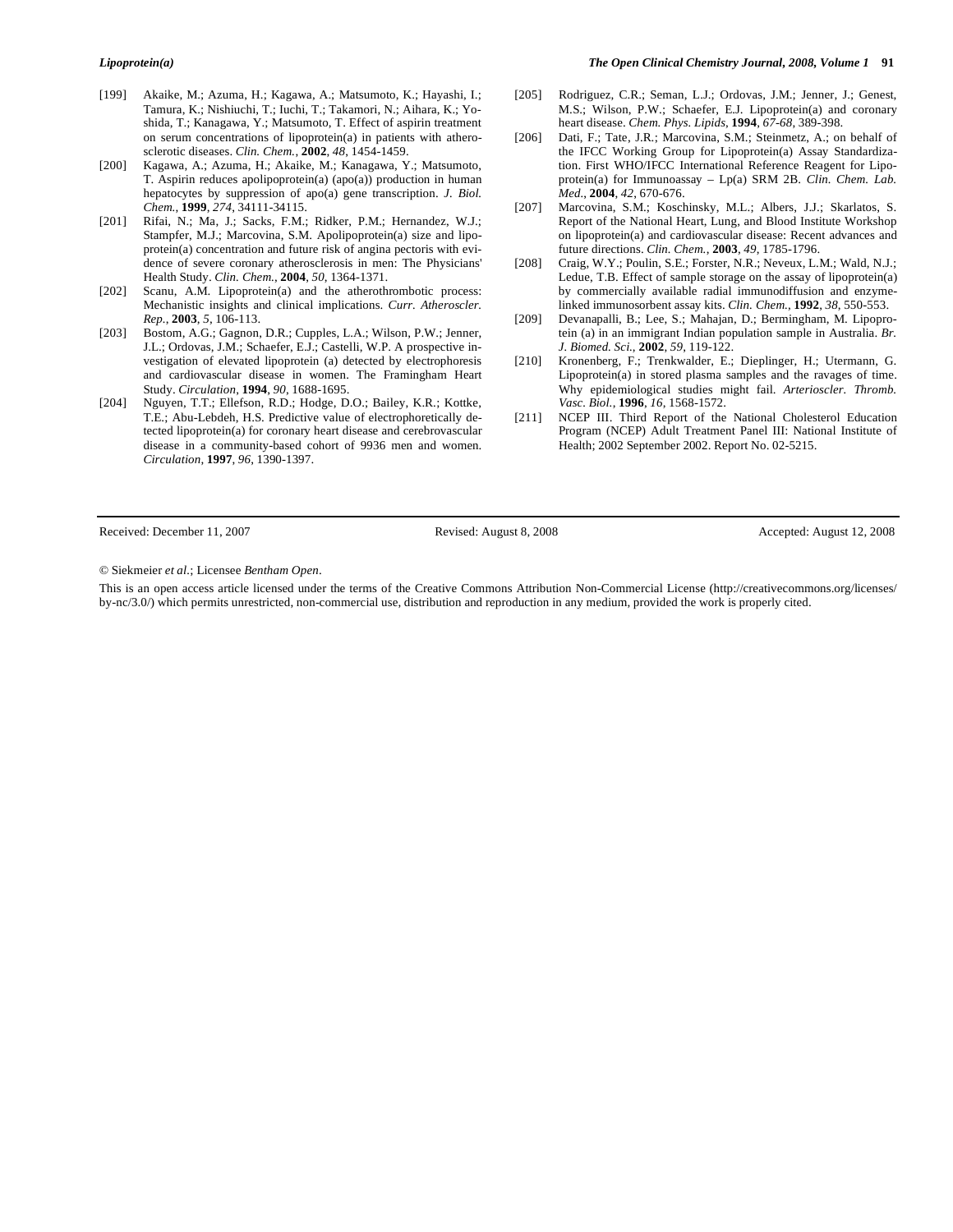[199] Akaike, M.; Azuma, H.; Kagawa, A.; Matsumoto, K.; Hayashi, I.; Tamura, K.; Nishiuchi, T.; Iuchi, T.; Takamori, N.; Aihara, K.; Yoshida, T.; Kanagawa, Y.; Matsumoto, T. Effect of aspirin treatment on serum concentrations of lipoprotein(a) in patients with atherosclerotic diseases. *Clin. Chem.*, **2002**, *48*, 1454-1459.

[200] Kagawa, A.; Azuma, H.; Akaike, M.; Kanagawa, Y.; Matsumoto, T. Aspirin reduces apolipoprotein(a) (apo(a)) production in human hepatocytes by suppression of apo(a) gene transcription. *J. Biol. Chem.*, **1999**, *274*, 34111-34115.

[201] Rifai, N.; Ma, J.; Sacks, F.M.; Ridker, P.M.; Hernandez, W.J.; Stampfer, M.J.; Marcovina, S.M. Apolipoprotein(a) size and lipoprotein(a) concentration and future risk of angina pectoris with evidence of severe coronary atherosclerosis in men: The Physicians' Health Study. *Clin. Chem.*, **2004**, *50*, 1364-1371.

[202] Scanu, A.M. Lipoprotein(a) and the atherothrombotic process: Mechanistic insights and clinical implications. *Curr. Atheroscler. Rep.*, **2003**, *5*, 106-113.

[203] Bostom, A.G.; Gagnon, D.R.; Cupples, L.A.; Wilson, P.W.; Jenner, J.L.; Ordovas, J.M.; Schaefer, E.J.; Castelli, W.P. A prospective investigation of elevated lipoprotein (a) detected by electrophoresis and cardiovascular disease in women. The Framingham Heart Study. *Circulation*, **1994**, *90*, 1688-1695.

[204] Nguyen, T.T.; Ellefson, R.D.; Hodge, D.O.; Bailey, K.R.; Kottke, T.E.; Abu-Lebdeh, H.S. Predictive value of electrophoretically detected lipoprotein(a) for coronary heart disease and cerebrovascular disease in a community-based cohort of 9936 men and women. *Circulation*, **1997**, *96*, 1390-1397.

[205] Rodriguez, C.R.; Seman, L.J.; Ordovas, J.M.; Jenner, J.; Genest, M.S.; Wilson, P.W.; Schaefer, E.J. Lipoprotein(a) and coronary heart disease. *Chem. Phys. Lipids*, **1994**, *67-68*, 389-398.

[206] Dati, F.; Tate, J.R.; Marcovina, S.M.; Steinmetz, A.; on behalf of the IFCC Working Group for Lipoprotein(a) Assay Standardization. First WHO/IFCC International Reference Reagent for Lipoprotein(a) for Immunoassay – Lp(a) SRM 2B. *Clin. Chem. Lab. Med.*, **2004**, *42*, 670-676.

[207] Marcovina, S.M.; Koschinsky, M.L.; Albers, J.J.; Skarlatos, S. Report of the National Heart, Lung, and Blood Institute Workshop on lipoprotein(a) and cardiovascular disease: Recent advances and future directions. *Clin. Chem.*, **2003**, *49*, 1785-1796.

[208] Craig, W.Y.; Poulin, S.E.; Forster, N.R.; Neveux, L.M.; Wald, N.J.; Ledue, T.B. Effect of sample storage on the assay of lipoprotein(a) by commercially available radial immunodiffusion and enzyme-linked immunosorbent assay kits. *Clin. Chem.*, **1992**, *38*, 550-553.

[209] Devanapalli, B.; Lee, S.; Mahajan, D.; Bermingham, M. Lipoprotein (a) in an immigrant Indian population sample in Australia. *Br. J. Biomed. Sci.*, **2002**, *59*, 119-122.

[210] Kronenberg, F.; Trenkwalder, E.; Dieplinger, H.; Utermann, G. Lipoprotein(a) in stored plasma samples and the ravages of time. Why epidemiological studies might fail. *Arterioscler. Thromb. Vasc. Biol.*, **1996**, *16*, 1568-1572.

[211] NCEP III. Third Report of the National Cholesterol Education Program (NCEP) Adult Treatment Panel III: National Institute of Health; 2002 September 2002. Report No. 02-5215.

---

Received: December 11, 2007 Revised: August 8, 2008 Accepted: August 12, 2008

© Siekmeier *et al.*; Licensee *Bentham Open*.

This is an open access article licensed under the terms of the Creative Commons Attribution Non-Commercial License (http://creativecommons.org/licenses/by-nc/3.0/) which permits unrestricted, non-commercial use, distribution and reproduction in any medium, provided the work is properly cited.